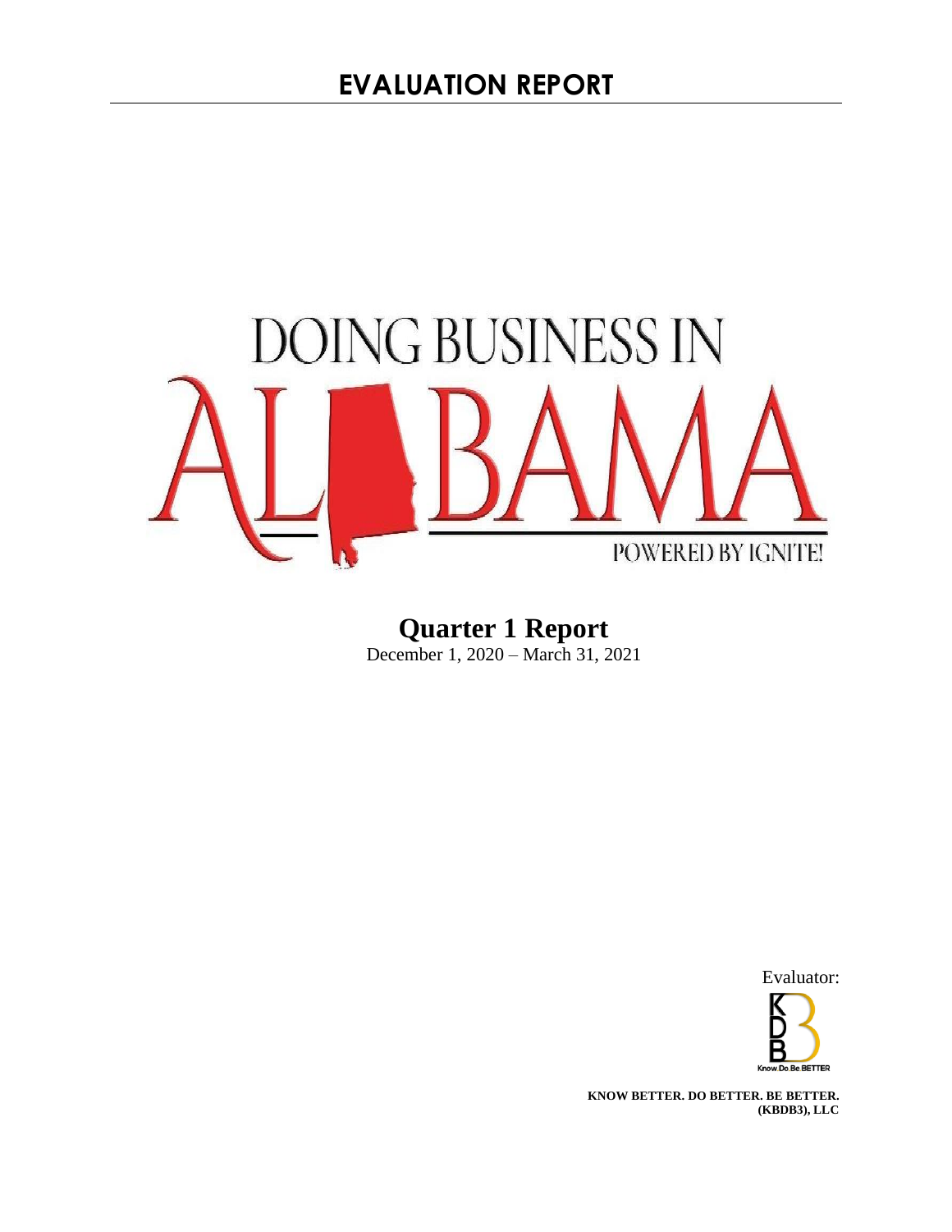# EVALUATION REPORT

DOING BUSINESS IN ALABAMA

POWERED BY IGNITE!

**Quarter 1 Report**

December 1, 2020 – March 31, 2021

Evaluator:

KDB

Know.Do.Be.BETTER

**KNOW BETTER. DO BETTER. BE BETTER. (KBDB3), LLC**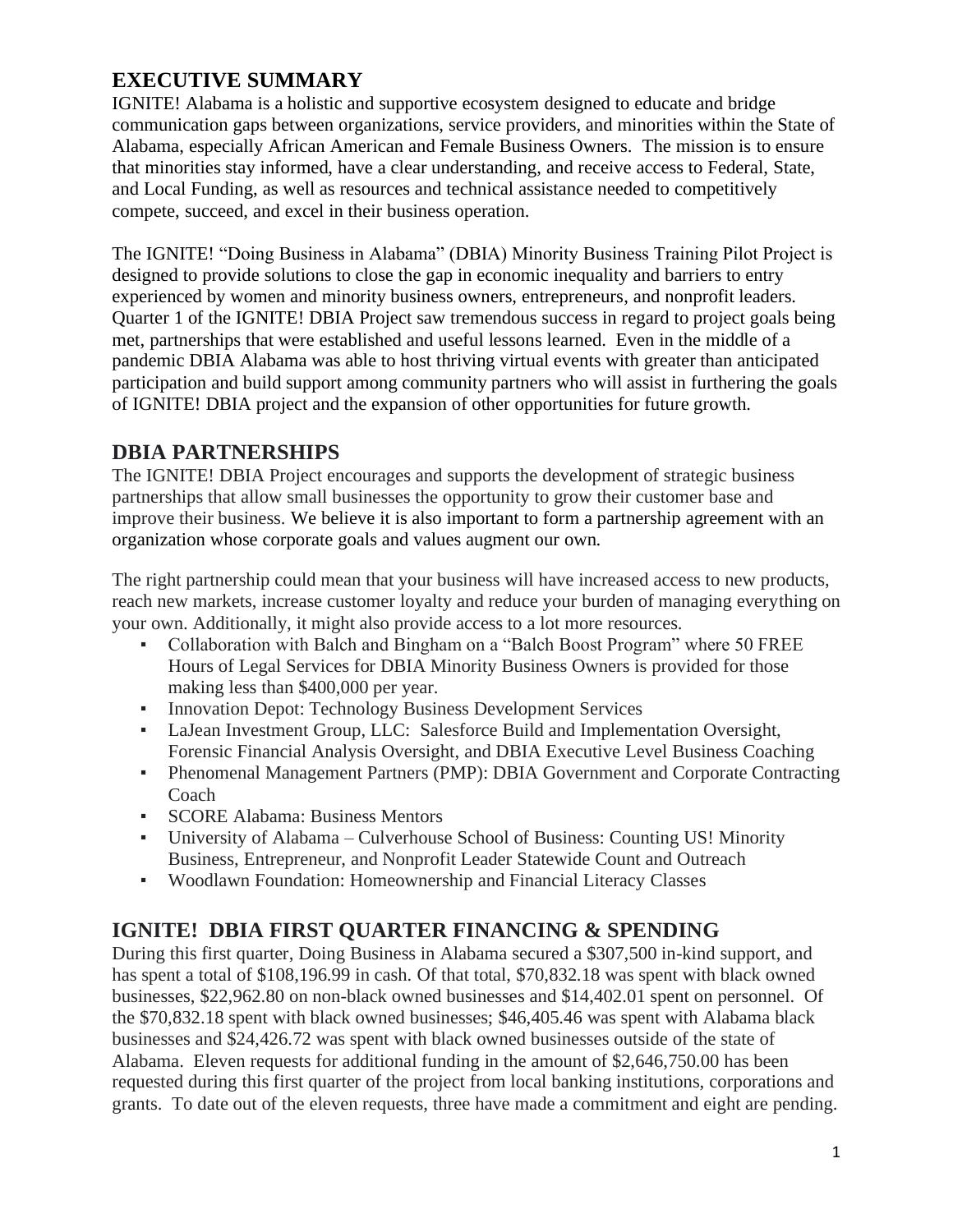## EXECUTIVE SUMMARY

IGNITE! Alabama is a holistic and supportive ecosystem designed to educate and bridge communication gaps between organizations, service providers, and minorities within the State of Alabama, especially African American and Female Business Owners. The mission is to ensure that minorities stay informed, have a clear understanding, and receive access to Federal, State, and Local Funding, as well as resources and technical assistance needed to competitively compete, succeed, and excel in their business operation.

The IGNITE! "Doing Business in Alabama" (DBIA) Minority Business Training Pilot Project is designed to provide solutions to close the gap in economic inequality and barriers to entry experienced by women and minority business owners, entrepreneurs, and nonprofit leaders. Quarter 1 of the IGNITE! DBIA Project saw tremendous success in regard to project goals being met, partnerships that were established and useful lessons learned. Even in the middle of a pandemic DBIA Alabama was able to host thriving virtual events with greater than anticipated participation and build support among community partners who will assist in furthering the goals of IGNITE! DBIA project and the expansion of other opportunities for future growth.

## DBIA PARTNERSHIPS

The IGNITE! DBIA Project encourages and supports the development of strategic business partnerships that allow small businesses the opportunity to grow their customer base and improve their business. We believe it is also important to form a partnership agreement with an organization whose corporate goals and values augment our own.

The right partnership could mean that your business will have increased access to new products, reach new markets, increase customer loyalty and reduce your burden of managing everything on your own. Additionally, it might also provide access to a lot more resources.

- Collaboration with Balch and Bingham on a "Balch Boost Program" where 50 FREE Hours of Legal Services for DBIA Minority Business Owners is provided for those making less than $400,000 per year.
- Innovation Depot: Technology Business Development Services
- LaJean Investment Group, LLC: Salesforce Build and Implementation Oversight, Forensic Financial Analysis Oversight, and DBIA Executive Level Business Coaching
- Phenomenal Management Partners (PMP): DBIA Government and Corporate Contracting Coach
- SCORE Alabama: Business Mentors
- University of Alabama – Culverhouse School of Business: Counting US! Minority Business, Entrepreneur, and Nonprofit Leader Statewide Count and Outreach
- Woodlawn Foundation: Homeownership and Financial Literacy Classes

## IGNITE! DBIA FIRST QUARTER FINANCING & SPENDING

During this first quarter, Doing Business in Alabama secured a $307,500 in-kind support, and has spent a total of $108,196.99 in cash. Of that total, $70,832.18 was spent with black owned businesses, $22,962.80 on non-black owned businesses and $14,402.01 spent on personnel. Of the $70,832.18 spent with black owned businesses; $46,405.46 was spent with Alabama black businesses and $24,426.72 was spent with black owned businesses outside of the state of Alabama. Eleven requests for additional funding in the amount of $2,646,750.00 has been requested during this first quarter of the project from local banking institutions, corporations and grants. To date out of the eleven requests, three have made a commitment and eight are pending.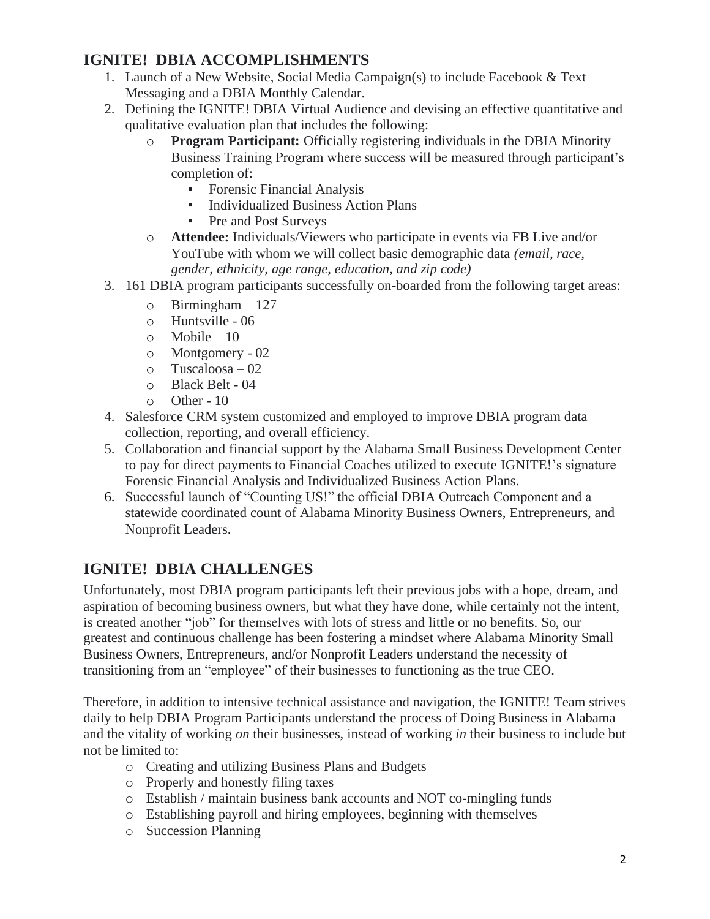## IGNITE! DBIA ACCOMPLISHMENTS

1. Launch of a New Website, Social Media Campaign(s) to include Facebook & Text Messaging and a DBIA Monthly Calendar.
2. Defining the IGNITE! DBIA Virtual Audience and devising an effective quantitative and qualitative evaluation plan that includes the following:
   - **Program Participant:** Officially registering individuals in the DBIA Minority Business Training Program where success will be measured through participant's completion of:
     - Forensic Financial Analysis
     - Individualized Business Action Plans
     - Pre and Post Surveys
   - **Attendee:** Individuals/Viewers who participate in events via FB Live and/or YouTube with whom we will collect basic demographic data *(email, race, gender, ethnicity, age range, education, and zip code)*
3. 161 DBIA program participants successfully on-boarded from the following target areas:
   - Birmingham – 127
   - Huntsville - 06
   - Mobile – 10
   - Montgomery - 02
   - Tuscaloosa – 02
   - Black Belt - 04
   - Other - 10
4. Salesforce CRM system customized and employed to improve DBIA program data collection, reporting, and overall efficiency.
5. Collaboration and financial support by the Alabama Small Business Development Center to pay for direct payments to Financial Coaches utilized to execute IGNITE!'s signature Forensic Financial Analysis and Individualized Business Action Plans.
6. Successful launch of "Counting US!" the official DBIA Outreach Component and a statewide coordinated count of Alabama Minority Business Owners, Entrepreneurs, and Nonprofit Leaders.

## IGNITE! DBIA CHALLENGES

Unfortunately, most DBIA program participants left their previous jobs with a hope, dream, and aspiration of becoming business owners, but what they have done, while certainly not the intent, is created another "job" for themselves with lots of stress and little or no benefits. So, our greatest and continuous challenge has been fostering a mindset where Alabama Minority Small Business Owners, Entrepreneurs, and/or Nonprofit Leaders understand the necessity of transitioning from an "employee" of their businesses to functioning as the true CEO.

Therefore, in addition to intensive technical assistance and navigation, the IGNITE! Team strives daily to help DBIA Program Participants understand the process of Doing Business in Alabama and the vitality of working *on* their businesses, instead of working *in* their business to include but not be limited to:

- Creating and utilizing Business Plans and Budgets
- Properly and honestly filing taxes
- Establish / maintain business bank accounts and NOT co-mingling funds
- Establishing payroll and hiring employees, beginning with themselves
- Succession Planning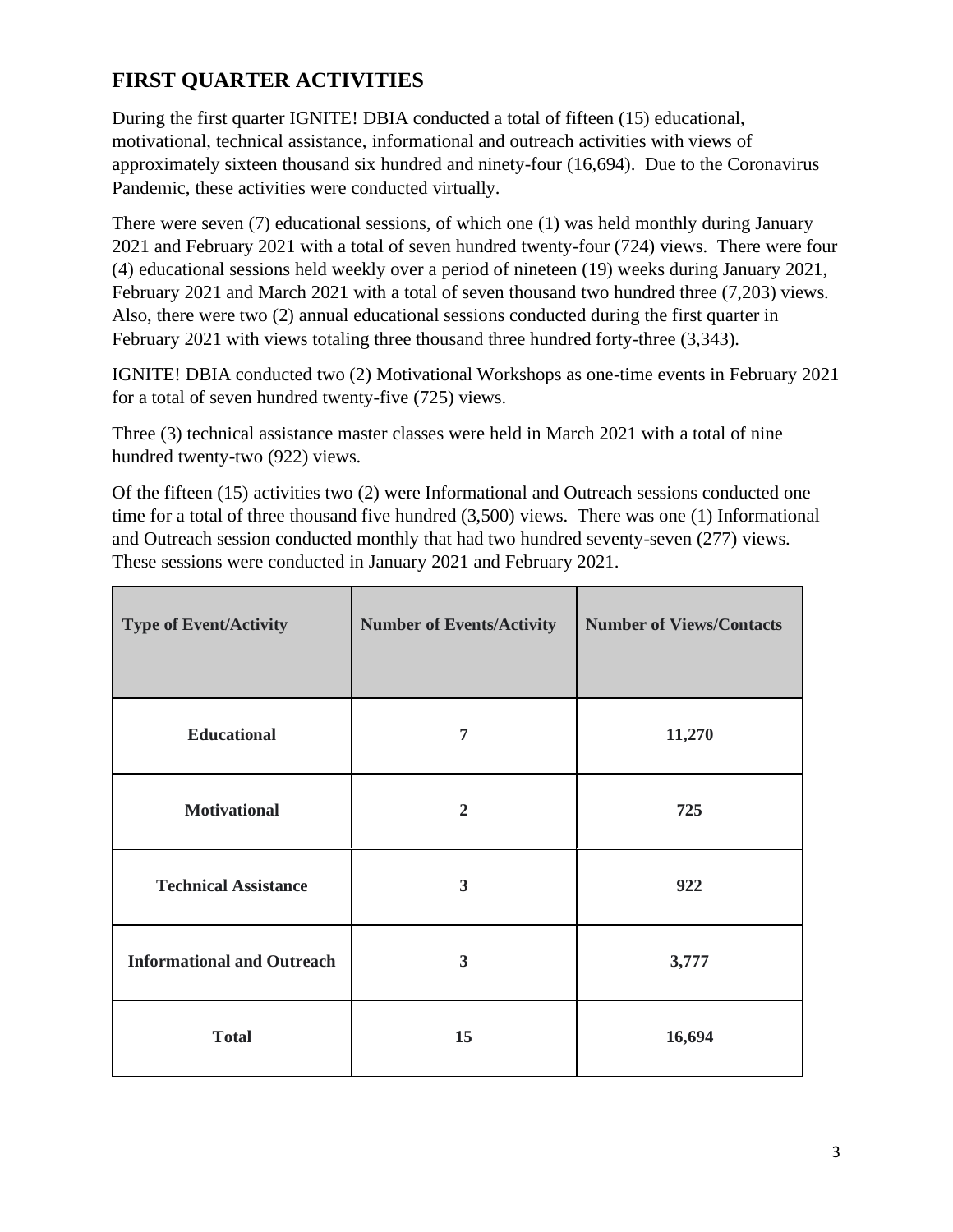## FIRST QUARTER ACTIVITIES

During the first quarter IGNITE! DBIA conducted a total of fifteen (15) educational, motivational, technical assistance, informational and outreach activities with views of approximately sixteen thousand six hundred and ninety-four (16,694). Due to the Coronavirus Pandemic, these activities were conducted virtually.

There were seven (7) educational sessions, of which one (1) was held monthly during January 2021 and February 2021 with a total of seven hundred twenty-four (724) views. There were four (4) educational sessions held weekly over a period of nineteen (19) weeks during January 2021, February 2021 and March 2021 with a total of seven thousand two hundred three (7,203) views. Also, there were two (2) annual educational sessions conducted during the first quarter in February 2021 with views totaling three thousand three hundred forty-three (3,343).

IGNITE! DBIA conducted two (2) Motivational Workshops as one-time events in February 2021 for a total of seven hundred twenty-five (725) views.

Three (3) technical assistance master classes were held in March 2021 with a total of nine hundred twenty-two (922) views.

Of the fifteen (15) activities two (2) were Informational and Outreach sessions conducted one time for a total of three thousand five hundred (3,500) views. There was one (1) Informational and Outreach session conducted monthly that had two hundred seventy-seven (277) views. These sessions were conducted in January 2021 and February 2021.

| Type of Event/Activity | Number of Events/Activity | Number of Views/Contacts |
|---|---|---|
| **Educational** | **7** | **11,270** |
| **Motivational** | **2** | **725** |
| **Technical Assistance** | **3** | **922** |
| **Informational and Outreach** | **3** | **3,777** |
| **Total** | **15** | **16,694** |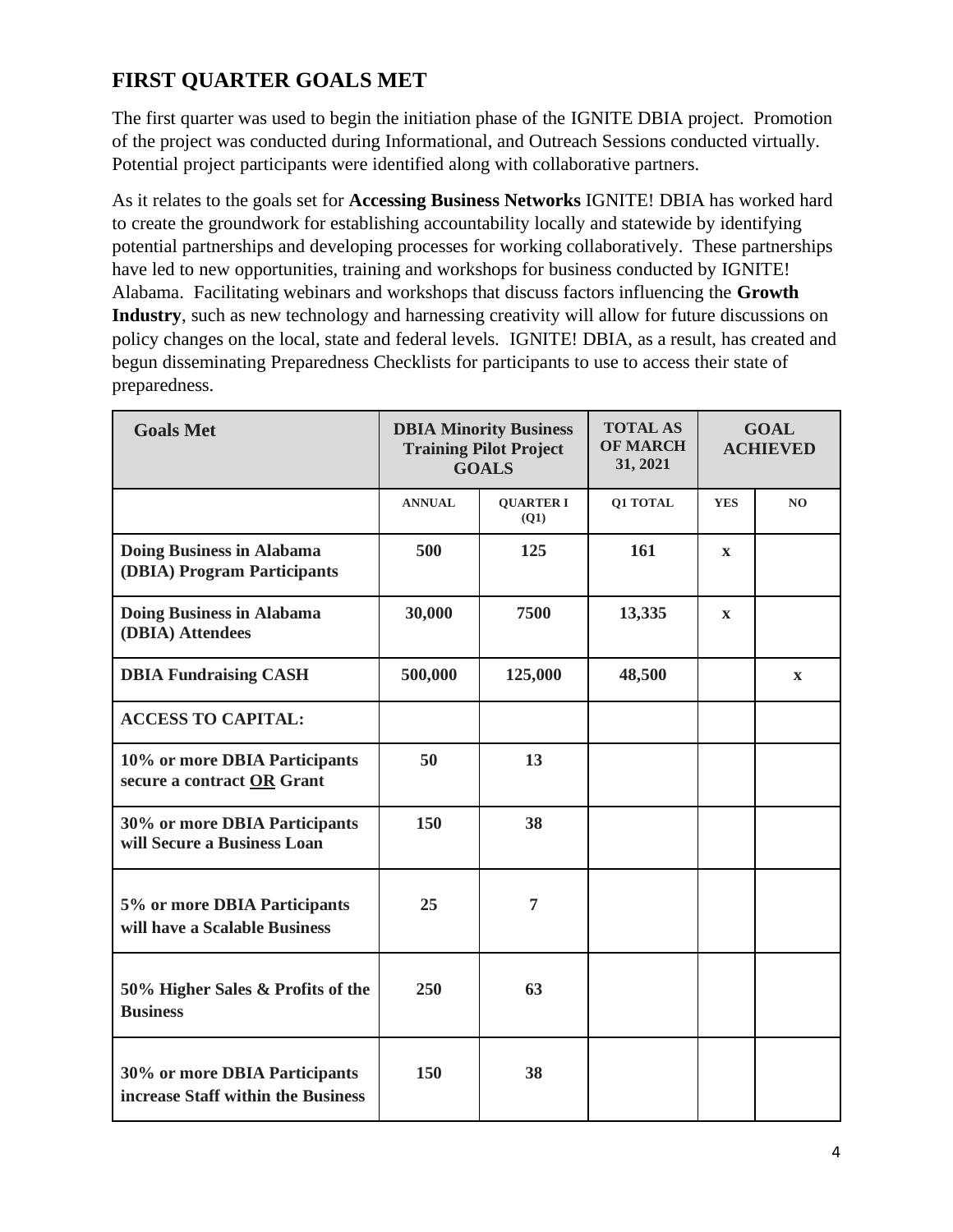## FIRST QUARTER GOALS MET

The first quarter was used to begin the initiation phase of the IGNITE DBIA project. Promotion of the project was conducted during Informational, and Outreach Sessions conducted virtually. Potential project participants were identified along with collaborative partners.

As it relates to the goals set for **Accessing Business Networks** IGNITE! DBIA has worked hard to create the groundwork for establishing accountability locally and statewide by identifying potential partnerships and developing processes for working collaboratively. These partnerships have led to new opportunities, training and workshops for business conducted by IGNITE! Alabama. Facilitating webinars and workshops that discuss factors influencing the **Growth Industry**, such as new technology and harnessing creativity will allow for future discussions on policy changes on the local, state and federal levels. IGNITE! DBIA, as a result, has created and begun disseminating Preparedness Checklists for participants to use to access their state of preparedness.

| Goals Met | DBIA Minority Business Training Pilot Project GOALS | | TOTAL AS OF MARCH 31, 2021 | GOAL ACHIEVED | |
|---|---|---|---|---|---|
| | ANNUAL | QUARTER I (Q1) | Q1 TOTAL | YES | NO |
| **Doing Business in Alabama (DBIA) Program Participants** | 500 | 125 | 161 | x | |
| **Doing Business in Alabama (DBIA) Attendees** | 30,000 | 7500 | 13,335 | x | |
| **DBIA Fundraising CASH** | 500,000 | 125,000 | 48,500 | | x |
| **ACCESS TO CAPITAL:** | | | | | |
| **10% or more DBIA Participants secure a contract OR Grant** | 50 | 13 | | | |
| **30% or more DBIA Participants will Secure a Business Loan** | 150 | 38 | | | |
| **5% or more DBIA Participants will have a Scalable Business** | 25 | 7 | | | |
| **50% Higher Sales & Profits of the Business** | 250 | 63 | | | |
| **30% or more DBIA Participants increase Staff within the Business** | 150 | 38 | | | |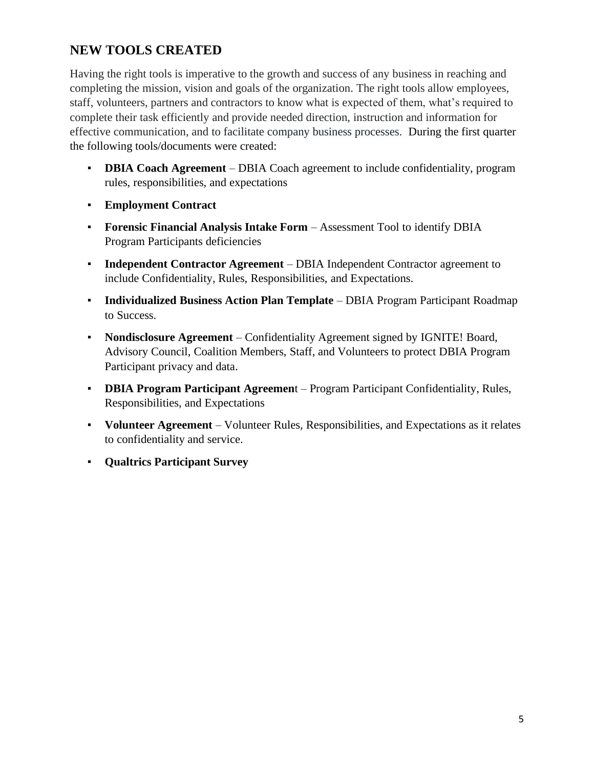## NEW TOOLS CREATED

Having the right tools is imperative to the growth and success of any business in reaching and completing the mission, vision and goals of the organization. The right tools allow employees, staff, volunteers, partners and contractors to know what is expected of them, what's required to complete their task efficiently and provide needed direction, instruction and information for effective communication, and to facilitate company business processes. During the first quarter the following tools/documents were created:

- **DBIA Coach Agreement** – DBIA Coach agreement to include confidentiality, program rules, responsibilities, and expectations
- **Employment Contract**
- **Forensic Financial Analysis Intake Form** – Assessment Tool to identify DBIA Program Participants deficiencies
- **Independent Contractor Agreement** – DBIA Independent Contractor agreement to include Confidentiality, Rules, Responsibilities, and Expectations.
- **Individualized Business Action Plan Template** – DBIA Program Participant Roadmap to Success.
- **Nondisclosure Agreement** – Confidentiality Agreement signed by IGNITE! Board, Advisory Council, Coalition Members, Staff, and Volunteers to protect DBIA Program Participant privacy and data.
- **DBIA Program Participant Agreemen**t – Program Participant Confidentiality, Rules, Responsibilities, and Expectations
- **Volunteer Agreement** – Volunteer Rules, Responsibilities, and Expectations as it relates to confidentiality and service.
- **Qualtrics Participant Survey**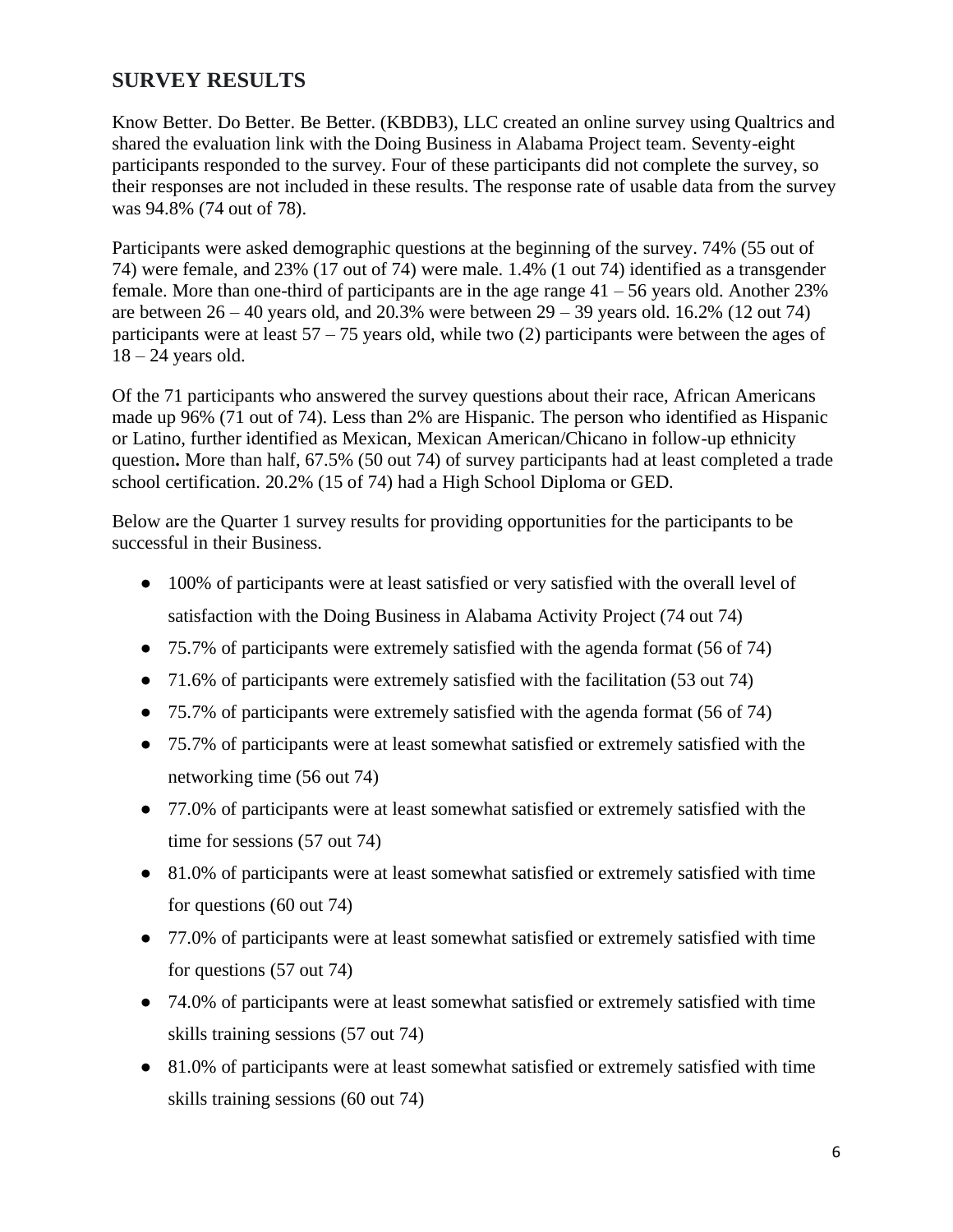## SURVEY RESULTS

Know Better. Do Better. Be Better. (KBDB3), LLC created an online survey using Qualtrics and shared the evaluation link with the Doing Business in Alabama Project team. Seventy-eight participants responded to the survey. Four of these participants did not complete the survey, so their responses are not included in these results. The response rate of usable data from the survey was 94.8% (74 out of 78).

Participants were asked demographic questions at the beginning of the survey. 74% (55 out of 74) were female, and 23% (17 out of 74) were male. 1.4% (1 out 74) identified as a transgender female. More than one-third of participants are in the age range 41 – 56 years old. Another 23% are between 26 – 40 years old, and 20.3% were between 29 – 39 years old. 16.2% (12 out 74) participants were at least 57 – 75 years old, while two (2) participants were between the ages of 18 – 24 years old.

Of the 71 participants who answered the survey questions about their race, African Americans made up 96% (71 out of 74). Less than 2% are Hispanic. The person who identified as Hispanic or Latino, further identified as Mexican, Mexican American/Chicano in follow-up ethnicity question**.** More than half, 67.5% (50 out 74) of survey participants had at least completed a trade school certification. 20.2% (15 of 74) had a High School Diploma or GED.

Below are the Quarter 1 survey results for providing opportunities for the participants to be successful in their Business.

- 100% of participants were at least satisfied or very satisfied with the overall level of satisfaction with the Doing Business in Alabama Activity Project (74 out 74)
- 75.7% of participants were extremely satisfied with the agenda format (56 of 74)
- 71.6% of participants were extremely satisfied with the facilitation (53 out 74)
- 75.7% of participants were extremely satisfied with the agenda format (56 of 74)
- 75.7% of participants were at least somewhat satisfied or extremely satisfied with the networking time (56 out 74)
- 77.0% of participants were at least somewhat satisfied or extremely satisfied with the time for sessions (57 out 74)
- 81.0% of participants were at least somewhat satisfied or extremely satisfied with time for questions (60 out 74)
- 77.0% of participants were at least somewhat satisfied or extremely satisfied with time for questions (57 out 74)
- 74.0% of participants were at least somewhat satisfied or extremely satisfied with time skills training sessions (57 out 74)
- 81.0% of participants were at least somewhat satisfied or extremely satisfied with time skills training sessions (60 out 74)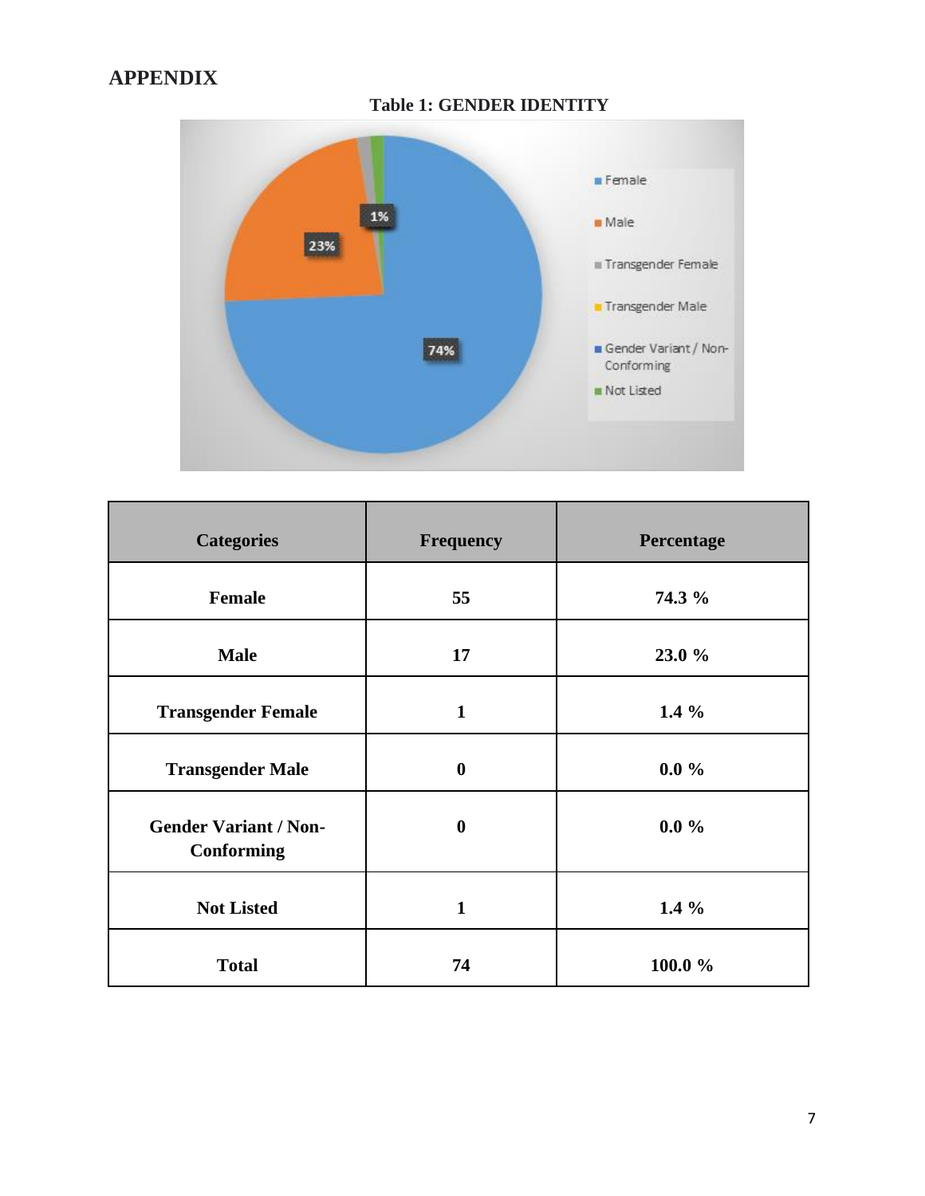## APPENDIX

**Table 1: GENDER IDENTITY**

| Categories | Frequency | Percentage |
| --- | --- | --- |
| **Female** | **55** | **74.3 %** |
| **Male** | **17** | **23.0 %** |
| **Transgender Female** | **1** | **1.4 %** |
| **Transgender Male** | **0** | **0.0 %** |
| **Gender Variant / Non-Conforming** | **0** | **0.0 %** |
| **Not Listed** | **1** | **1.4 %** |
| **Total** | **74** | **100.0 %** |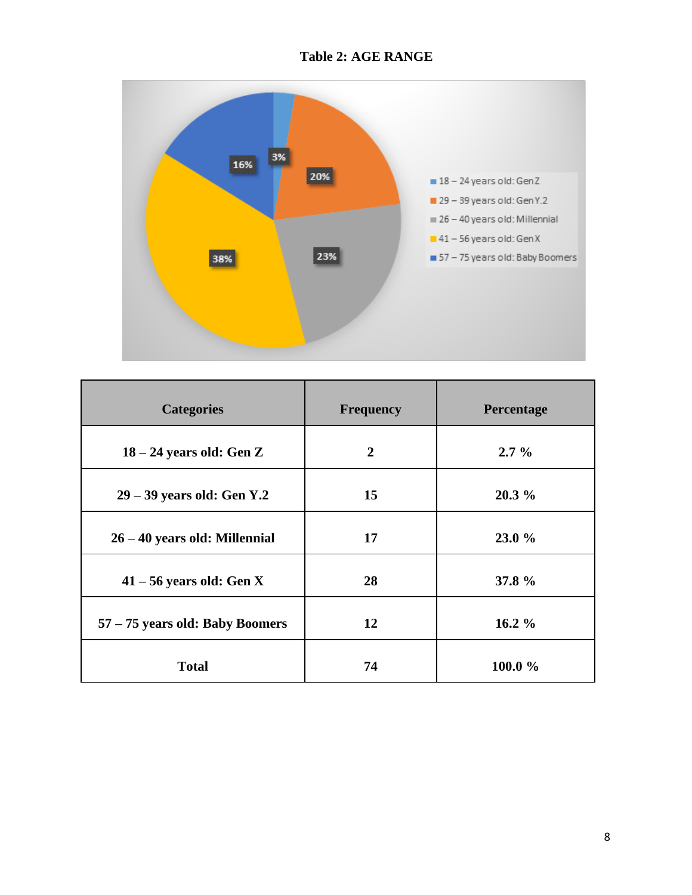**Table 2: AGE RANGE**

| Categories | Frequency | Percentage |
|---|---|---|
| 18 – 24 years old: Gen Z | 2 | 2.7 % |
| 29 – 39 years old: Gen Y.2 | 15 | 20.3 % |
| 26 – 40 years old: Millennial | 17 | 23.0 % |
| 41 – 56 years old: Gen X | 28 | 37.8 % |
| 57 – 75 years old: Baby Boomers | 12 | 16.2 % |
| Total | 74 | 100.0 % |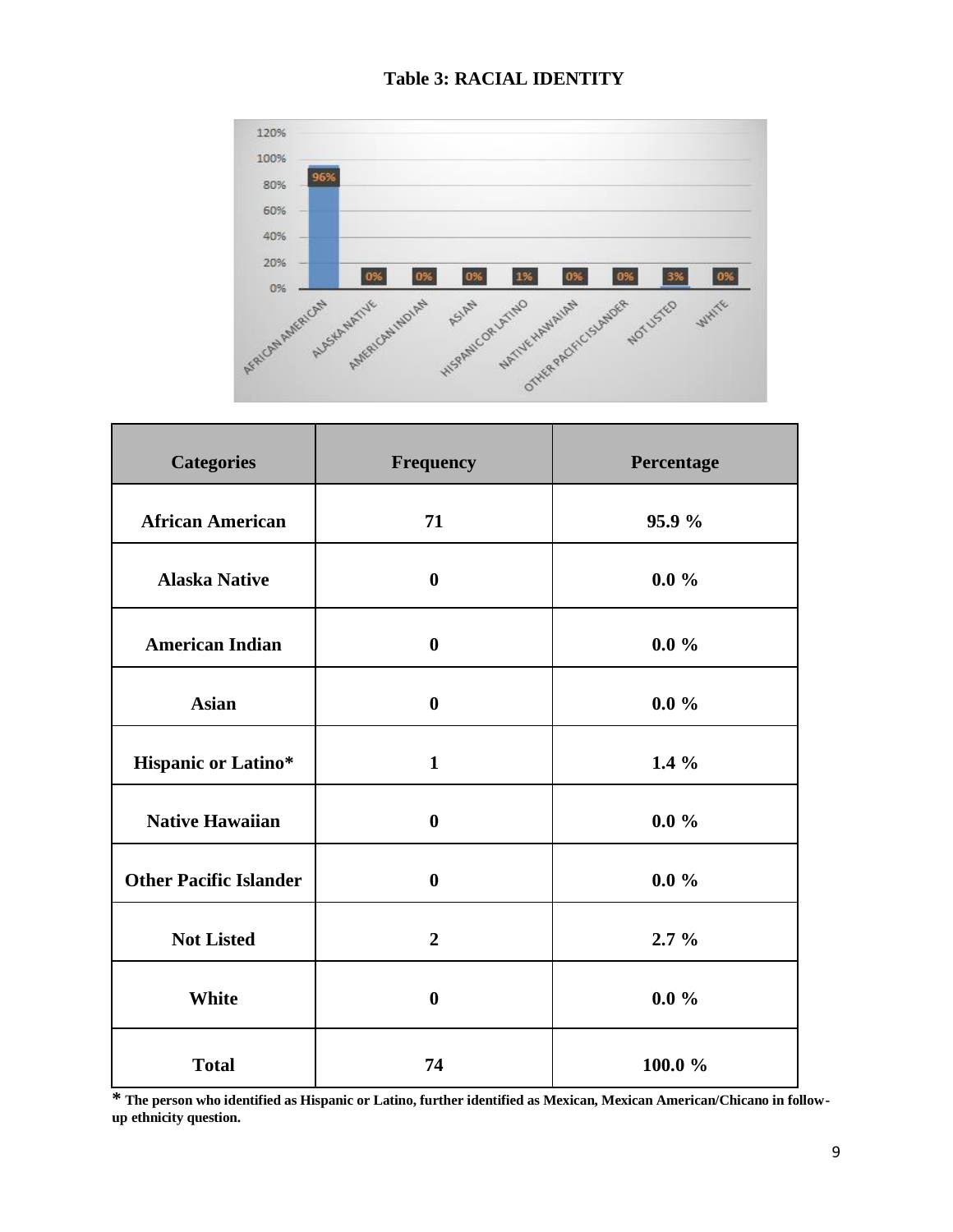**Table 3: RACIAL IDENTITY**

| Categories | Frequency | Percentage |
|---|---|---|
| African American | 71 | 95.9 % |
| Alaska Native | 0 | 0.0 % |
| American Indian | 0 | 0.0 % |
| Asian | 0 | 0.0 % |
| Hispanic or Latino* | 1 | 1.4 % |
| Native Hawaiian | 0 | 0.0 % |
| Other Pacific Islander | 0 | 0.0 % |
| Not Listed | 2 | 2.7 % |
| White | 0 | 0.0 % |
| Total | 74 | 100.0 % |

**\* The person who identified as Hispanic or Latino, further identified as Mexican, Mexican American/Chicano in follow-up ethnicity question.**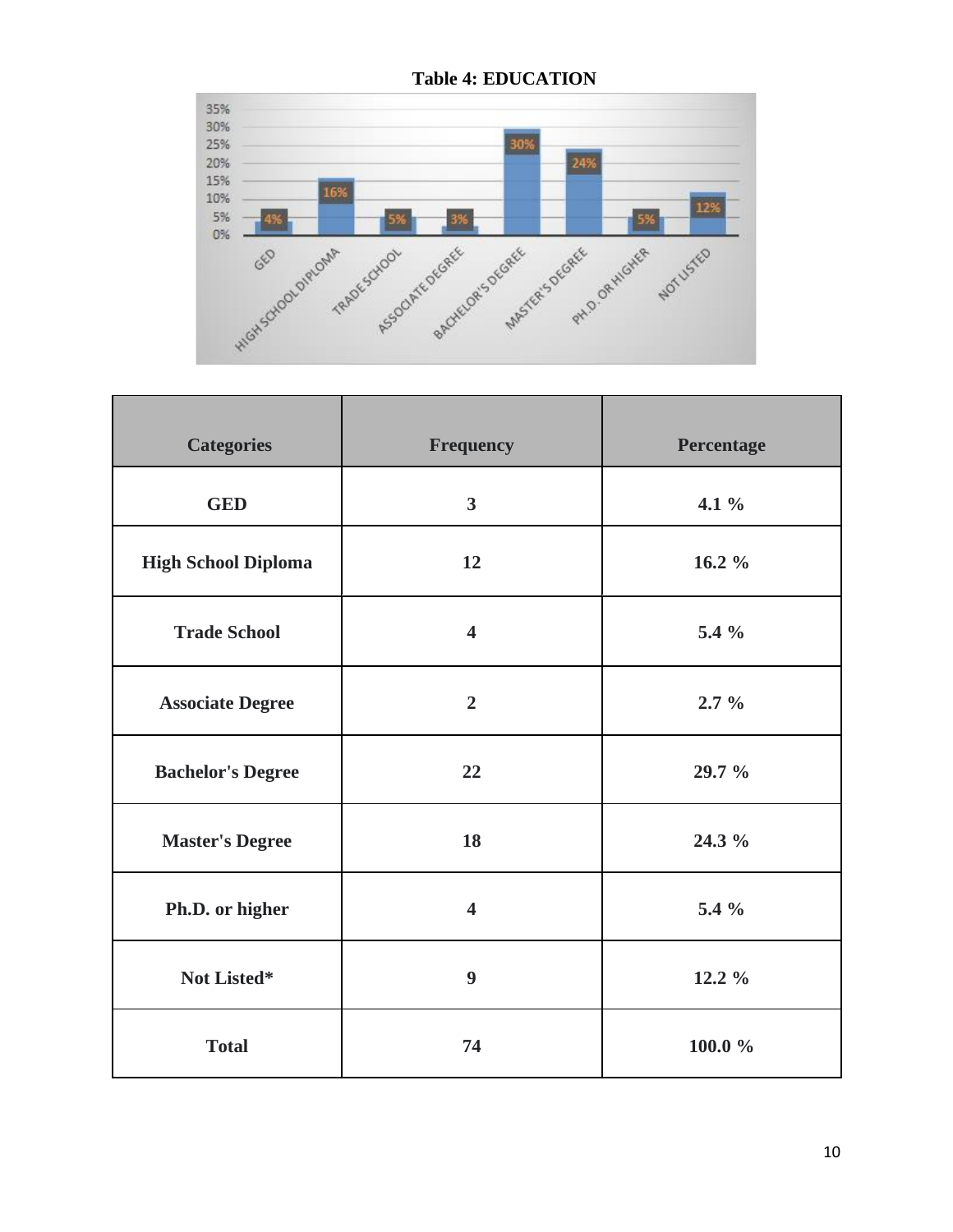**Table 4: EDUCATION**

| Categories | Frequency | Percentage |
|---|---|---|
| GED | 3 | 4.1 % |
| High School Diploma | 12 | 16.2 % |
| Trade School | 4 | 5.4 % |
| Associate Degree | 2 | 2.7 % |
| Bachelor's Degree | 22 | 29.7 % |
| Master's Degree | 18 | 24.3 % |
| Ph.D. or higher | 4 | 5.4 % |
| Not Listed* | 9 | 12.2 % |
| Total | 74 | 100.0 % |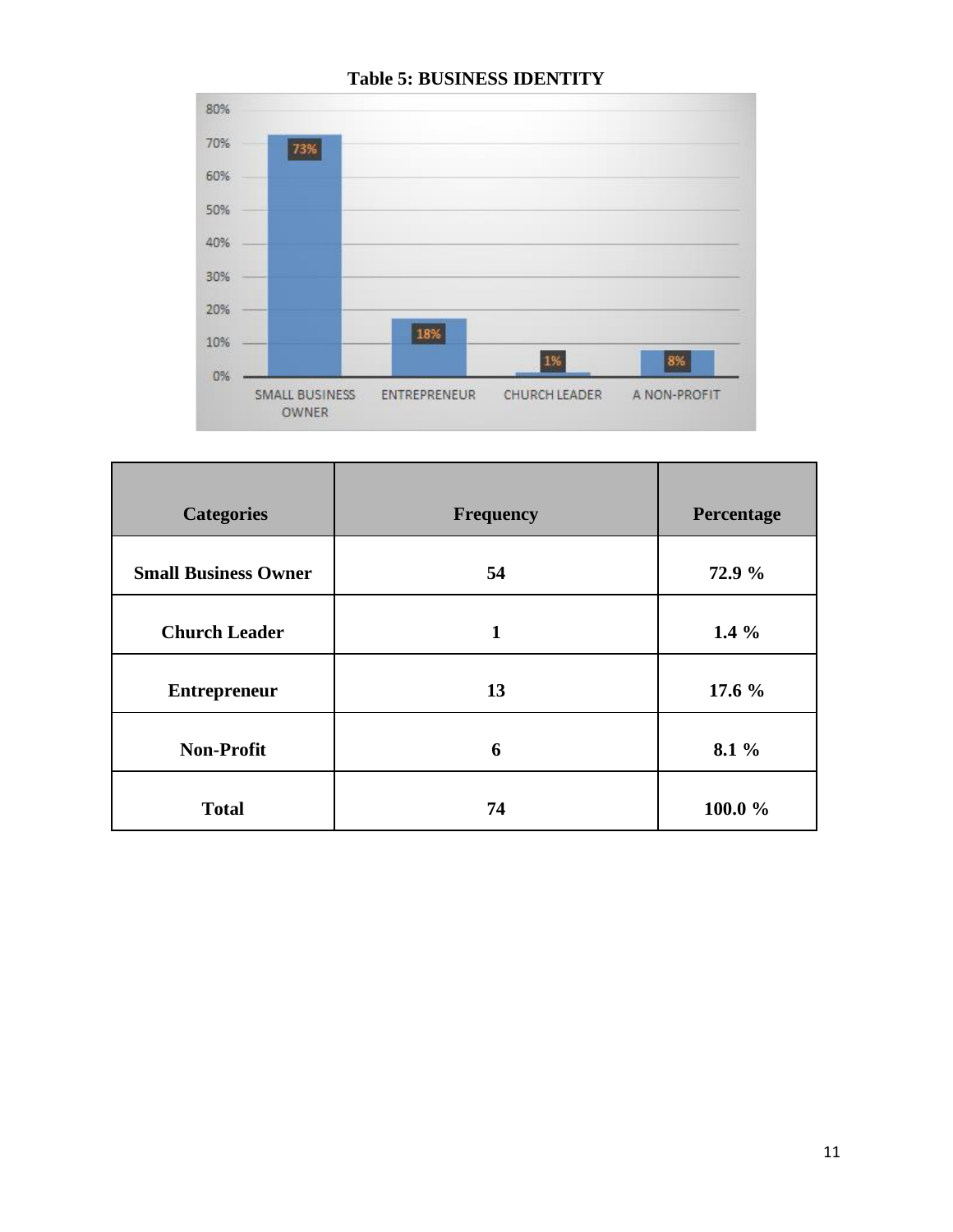**Table 5: BUSINESS IDENTITY**

| Categories | Frequency | Percentage |
|---|---|---|
| **Small Business Owner** | **54** | **72.9 %** |
| **Church Leader** | **1** | **1.4 %** |
| **Entrepreneur** | **13** | **17.6 %** |
| **Non-Profit** | **6** | **8.1 %** |
| **Total** | **74** | **100.0 %** |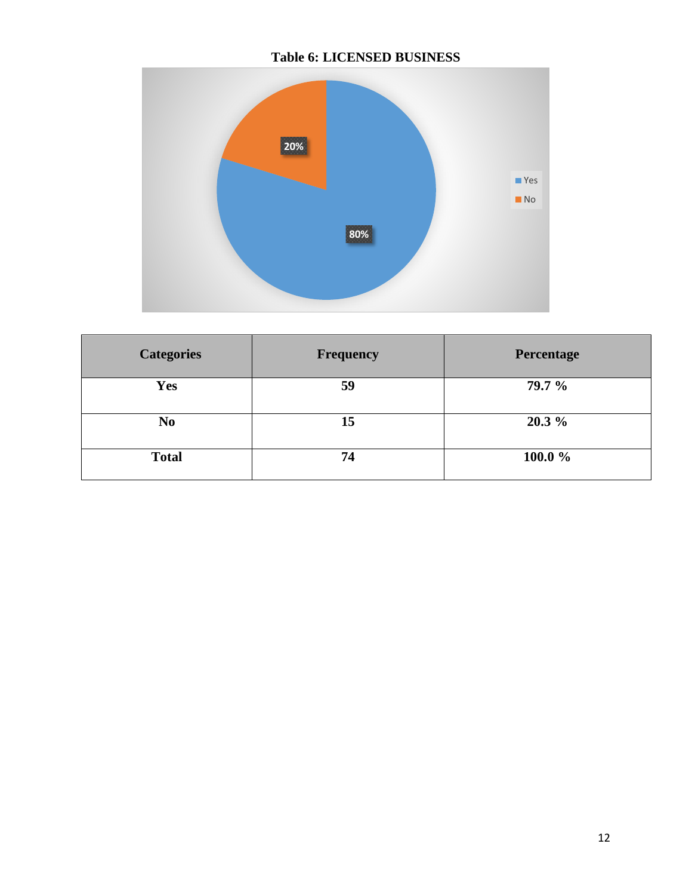**Table 6: LICENSED BUSINESS**

| Categories | Frequency | Percentage |
|---|---|---|
| **Yes** | **59** | **79.7 %** |
| **No** | **15** | **20.3 %** |
| **Total** | **74** | **100.0 %** |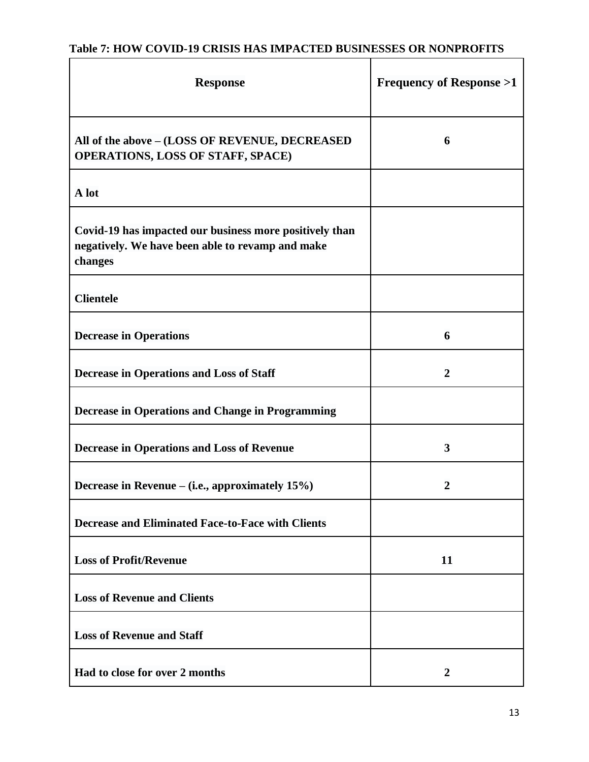**Table 7: HOW COVID-19 CRISIS HAS IMPACTED BUSINESSES OR NONPROFITS**

| Response | Frequency of Response >1 |
|---|---|
| All of the above – (LOSS OF REVENUE, DECREASED OPERATIONS, LOSS OF STAFF, SPACE) | 6 |
| A lot | |
| Covid-19 has impacted our business more positively than negatively. We have been able to revamp and make changes | |
| Clientele | |
| Decrease in Operations | 6 |
| Decrease in Operations and Loss of Staff | 2 |
| Decrease in Operations and Change in Programming | |
| Decrease in Operations and Loss of Revenue | 3 |
| Decrease in Revenue – (i.e., approximately 15%) | 2 |
| Decrease and Eliminated Face-to-Face with Clients | |
| Loss of Profit/Revenue | 11 |
| Loss of Revenue and Clients | |
| Loss of Revenue and Staff | |
| Had to close for over 2 months | 2 |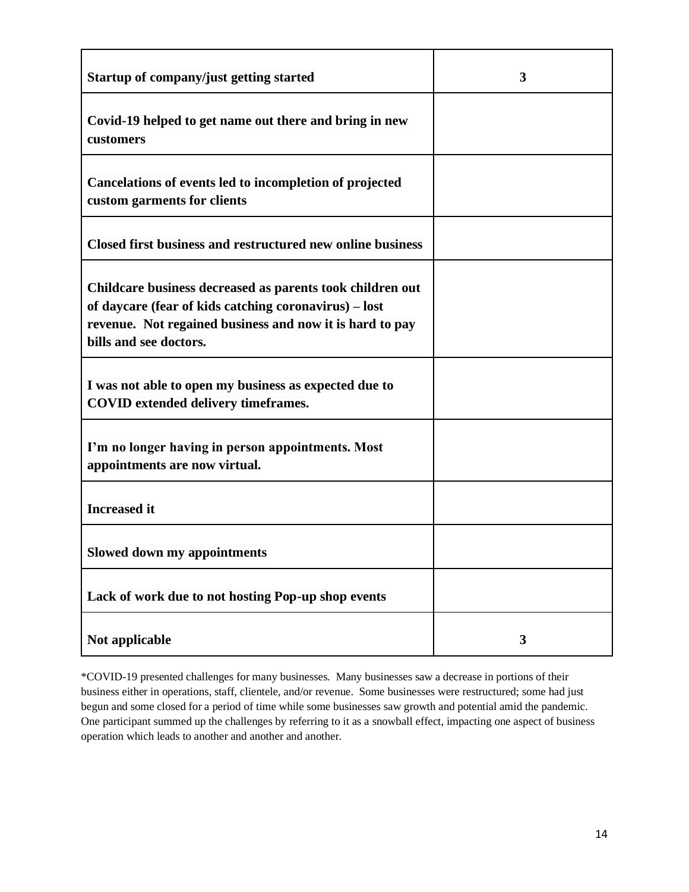| | |
|---|---|
| **Startup of company/just getting started** | **3** |
| **Covid-19 helped to get name out there and bring in new customers** | |
| **Cancelations of events led to incompletion of projected custom garments for clients** | |
| **Closed first business and restructured new online business** | |
| **Childcare business decreased as parents took children out of daycare (fear of kids catching coronavirus) – lost revenue. Not regained business and now it is hard to pay bills and see doctors.** | |
| **I was not able to open my business as expected due to COVID extended delivery timeframes.** | |
| **I'm no longer having in person appointments. Most appointments are now virtual.** | |
| **Increased it** | |
| **Slowed down my appointments** | |
| **Lack of work due to not hosting Pop-up shop events** | |
| **Not applicable** | **3** |

*COVID-19 presented challenges for many businesses. Many businesses saw a decrease in portions of their business either in operations, staff, clientele, and/or revenue. Some businesses were restructured; some had just begun and some closed for a period of time while some businesses saw growth and potential amid the pandemic. One participant summed up the challenges by referring to it as a snowball effect, impacting one aspect of business operation which leads to another and another and another.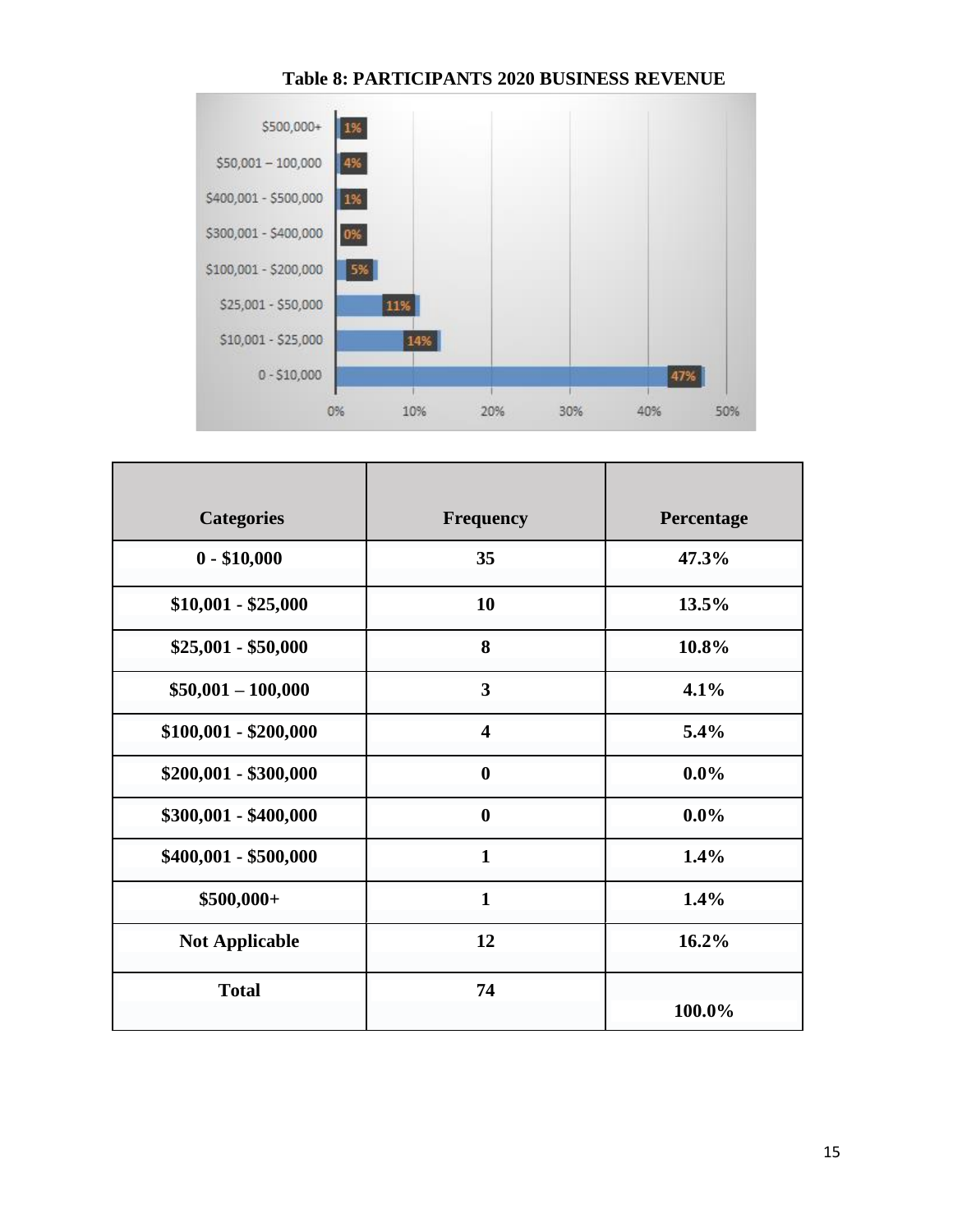**Table 8: PARTICIPANTS 2020 BUSINESS REVENUE**

| Categories | Frequency | Percentage |
|---|---|---|
| 0 - $10,000 | 35 | 47.3% |
| $10,001 - $25,000 | 10 | 13.5% |
| $25,001 - $50,000 | 8 | 10.8% |
| $50,001 – 100,000 | 3 | 4.1% |
| $100,001 - $200,000 | 4 | 5.4% |
| $200,001 - $300,000 | 0 | 0.0% |
| $300,001 - $400,000 | 0 | 0.0% |
| $400,001 - $500,000 | 1 | 1.4% |
| $500,000+ | 1 | 1.4% |
| Not Applicable | 12 | 16.2% |
| Total | 74 | 100.0% |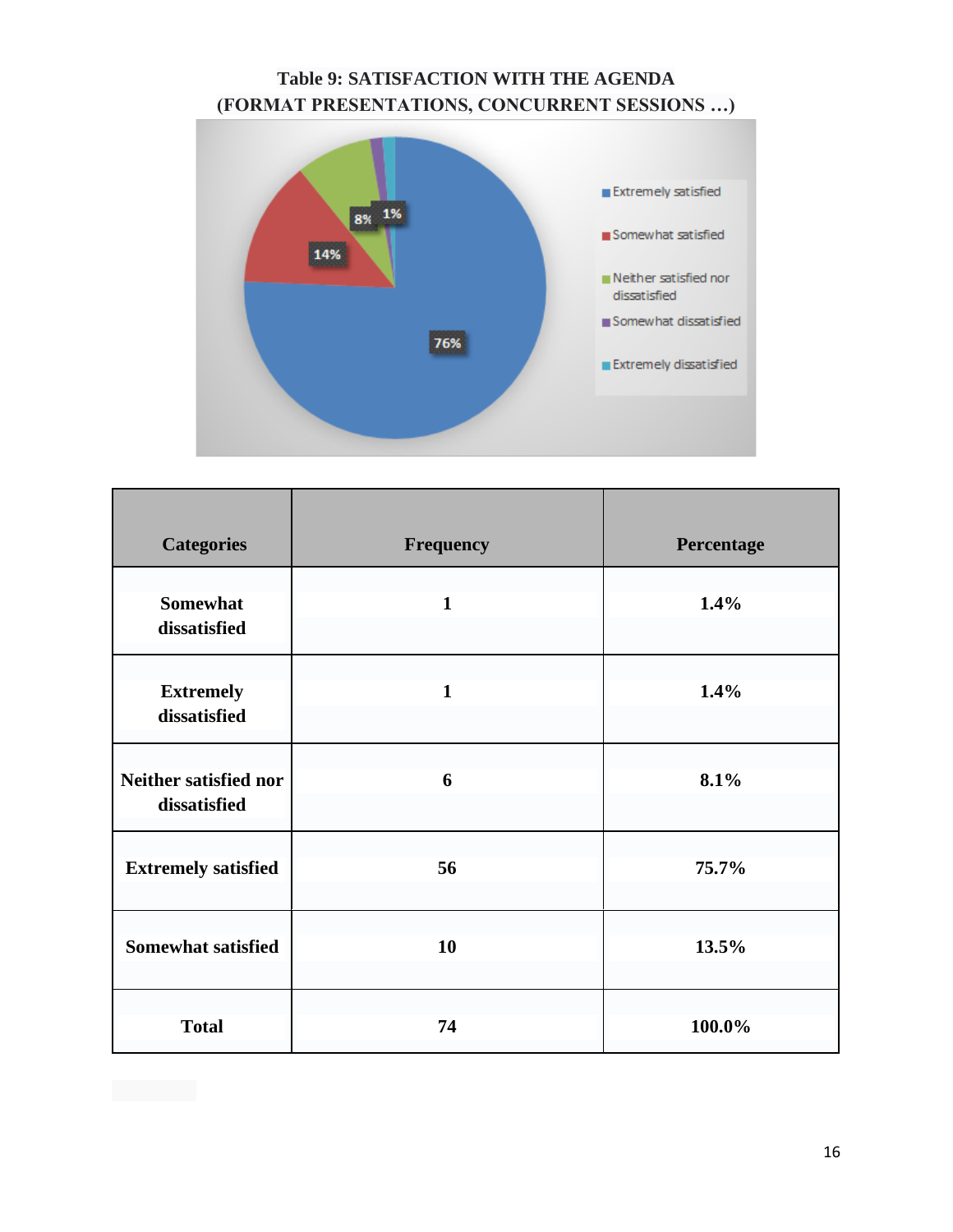**Table 9: SATISFACTION WITH THE AGENDA (FORMAT PRESENTATIONS, CONCURRENT SESSIONS …)**

| Categories | Frequency | Percentage |
|---|---|---|
| Somewhat dissatisfied | 1 | 1.4% |
| Extremely dissatisfied | 1 | 1.4% |
| Neither satisfied nor dissatisfied | 6 | 8.1% |
| Extremely satisfied | 56 | 75.7% |
| Somewhat satisfied | 10 | 13.5% |
| Total | 74 | 100.0% |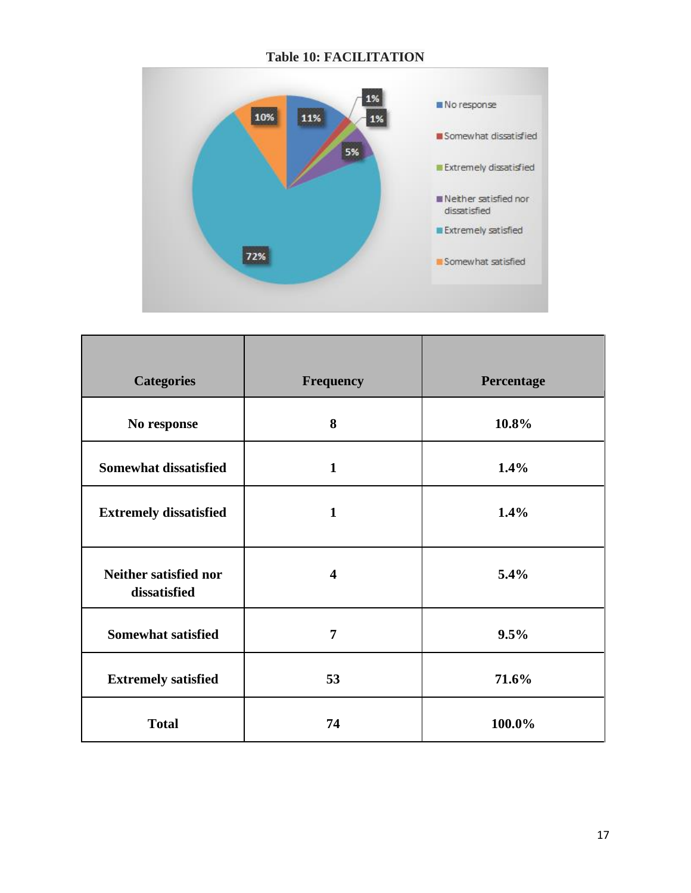**Table 10: FACILITATION**

| Categories | Frequency | Percentage |
|---|---|---|
| No response | 8 | 10.8% |
| Somewhat dissatisfied | 1 | 1.4% |
| Extremely dissatisfied | 1 | 1.4% |
| Neither satisfied nor dissatisfied | 4 | 5.4% |
| Somewhat satisfied | 7 | 9.5% |
| Extremely satisfied | 53 | 71.6% |
| Total | 74 | 100.0% |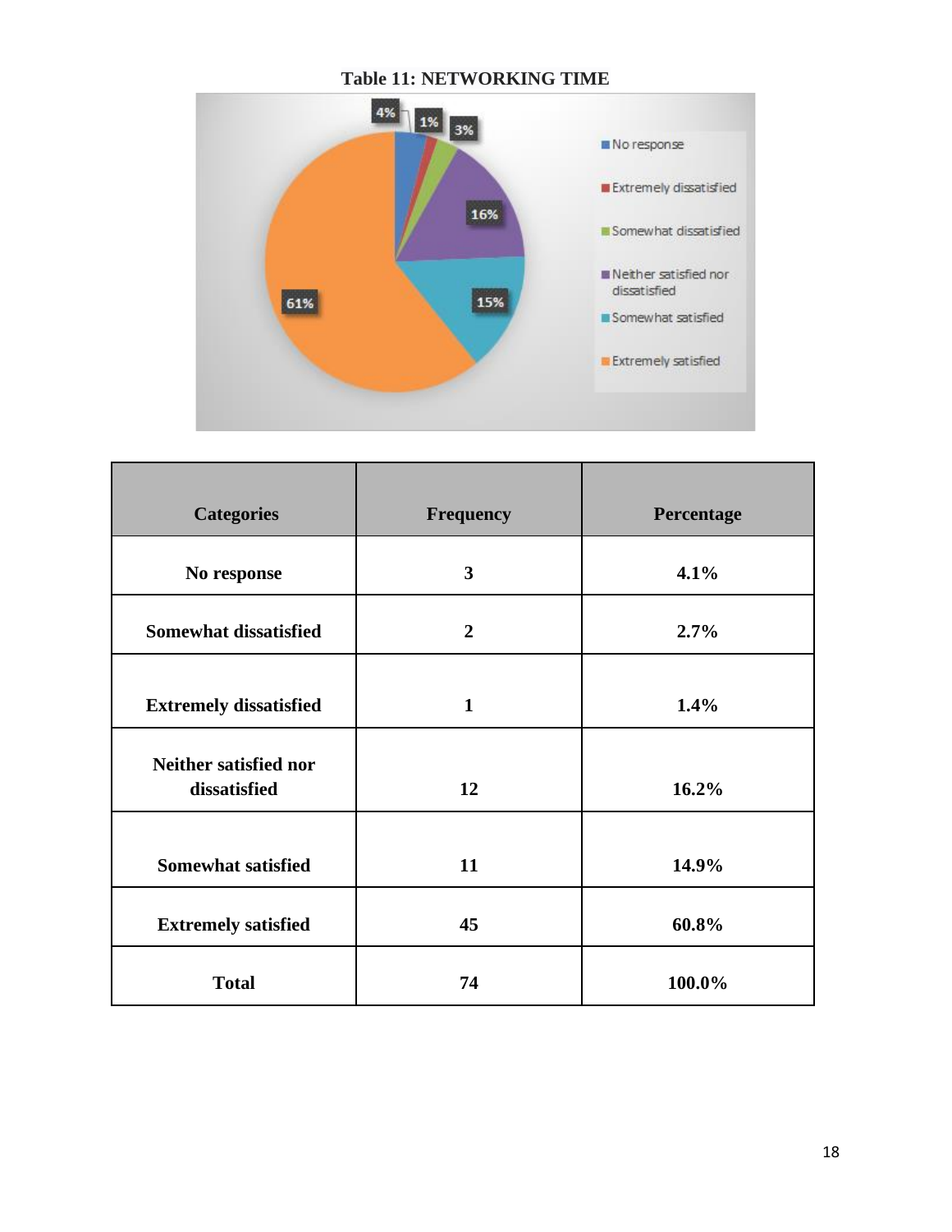**Table 11: NETWORKING TIME**

| Categories | Frequency | Percentage |
|---|---|---|
| No response | 3 | 4.1% |
| Somewhat dissatisfied | 2 | 2.7% |
| Extremely dissatisfied | 1 | 1.4% |
| Neither satisfied nor dissatisfied | 12 | 16.2% |
| Somewhat satisfied | 11 | 14.9% |
| Extremely satisfied | 45 | 60.8% |
| Total | 74 | 100.0% |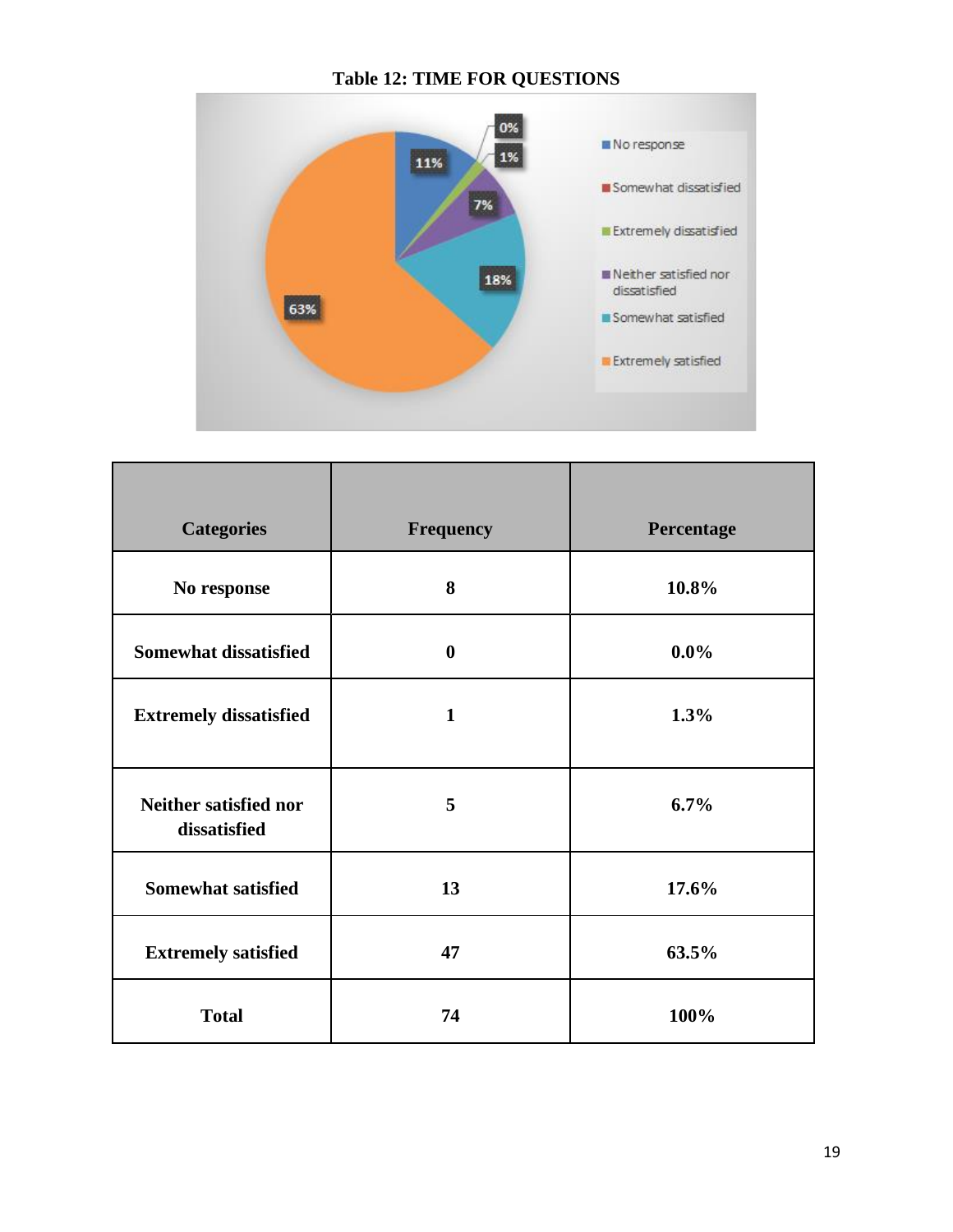**Table 12: TIME FOR QUESTIONS**

| Categories | Frequency | Percentage |
|---|---|---|
| No response | 8 | 10.8% |
| Somewhat dissatisfied | 0 | 0.0% |
| Extremely dissatisfied | 1 | 1.3% |
| Neither satisfied nor dissatisfied | 5 | 6.7% |
| Somewhat satisfied | 13 | 17.6% |
| Extremely satisfied | 47 | 63.5% |
| Total | 74 | 100% |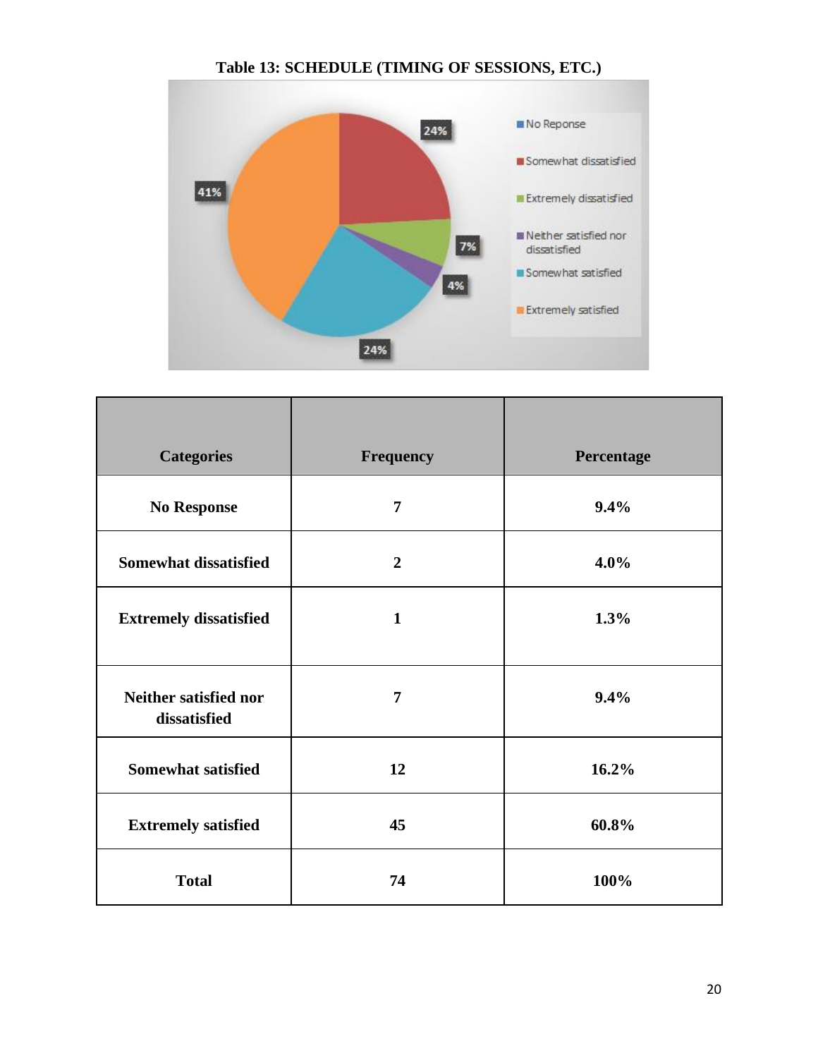**Table 13: SCHEDULE (TIMING OF SESSIONS, ETC.)**

| Categories | Frequency | Percentage |
|---|---|---|
| No Response | 7 | 9.4% |
| Somewhat dissatisfied | 2 | 4.0% |
| Extremely dissatisfied | 1 | 1.3% |
| Neither satisfied nor dissatisfied | 7 | 9.4% |
| Somewhat satisfied | 12 | 16.2% |
| Extremely satisfied | 45 | 60.8% |
| Total | 74 | 100% |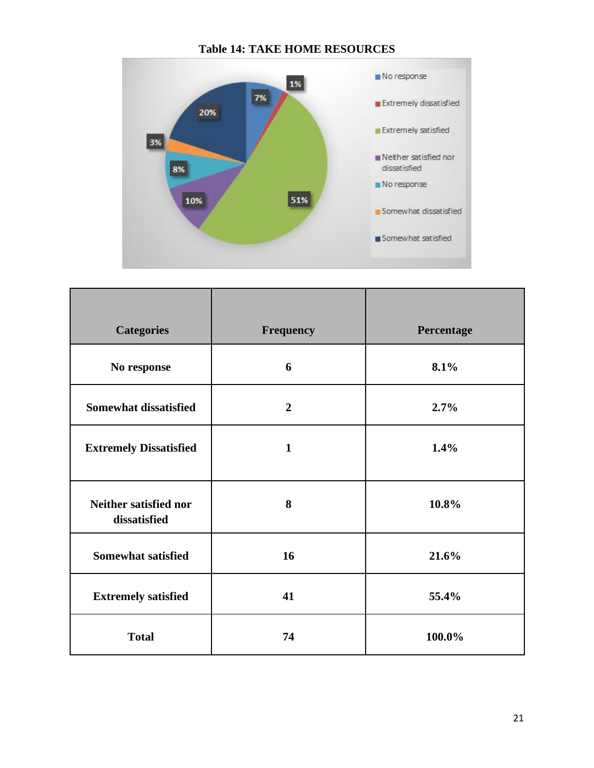**Table 14: TAKE HOME RESOURCES**

| Categories | Frequency | Percentage |
|---|---|---|
| No response | 6 | 8.1% |
| Somewhat dissatisfied | 2 | 2.7% |
| Extremely Dissatisfied | 1 | 1.4% |
| Neither satisfied nor dissatisfied | 8 | 10.8% |
| Somewhat satisfied | 16 | 21.6% |
| Extremely satisfied | 41 | 55.4% |
| Total | 74 | 100.0% |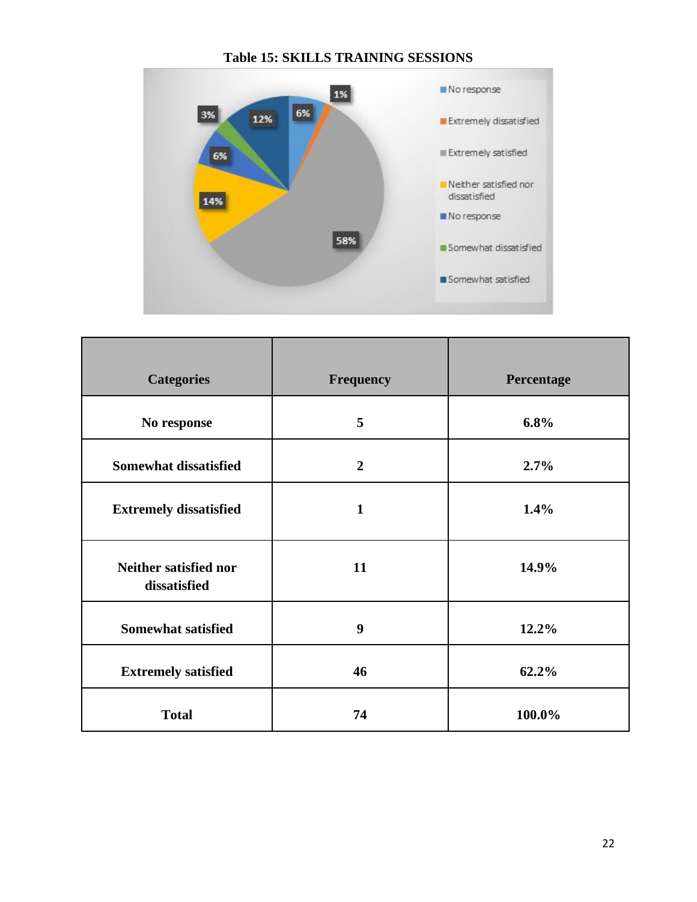**Table 15: SKILLS TRAINING SESSIONS**

| Categories | Frequency | Percentage |
|---|---|---|
| No response | 5 | 6.8% |
| Somewhat dissatisfied | 2 | 2.7% |
| Extremely dissatisfied | 1 | 1.4% |
| Neither satisfied nor dissatisfied | 11 | 14.9% |
| Somewhat satisfied | 9 | 12.2% |
| Extremely satisfied | 46 | 62.2% |
| Total | 74 | 100.0% |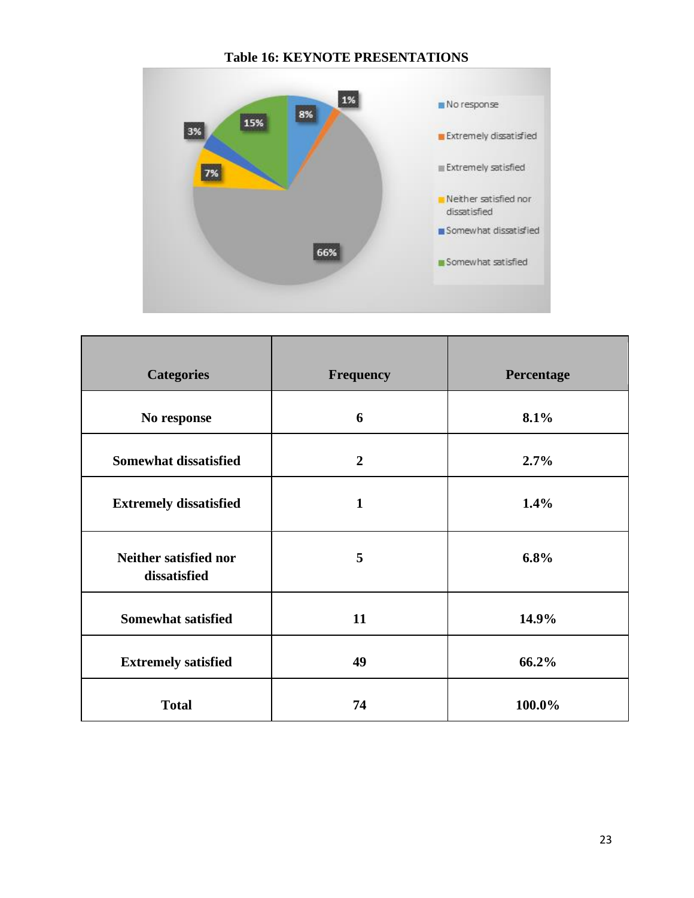**Table 16: KEYNOTE PRESENTATIONS**

| Categories | Frequency | Percentage |
|---|---|---|
| No response | 6 | 8.1% |
| Somewhat dissatisfied | 2 | 2.7% |
| Extremely dissatisfied | 1 | 1.4% |
| Neither satisfied nor dissatisfied | 5 | 6.8% |
| Somewhat satisfied | 11 | 14.9% |
| Extremely satisfied | 49 | 66.2% |
| Total | 74 | 100.0% |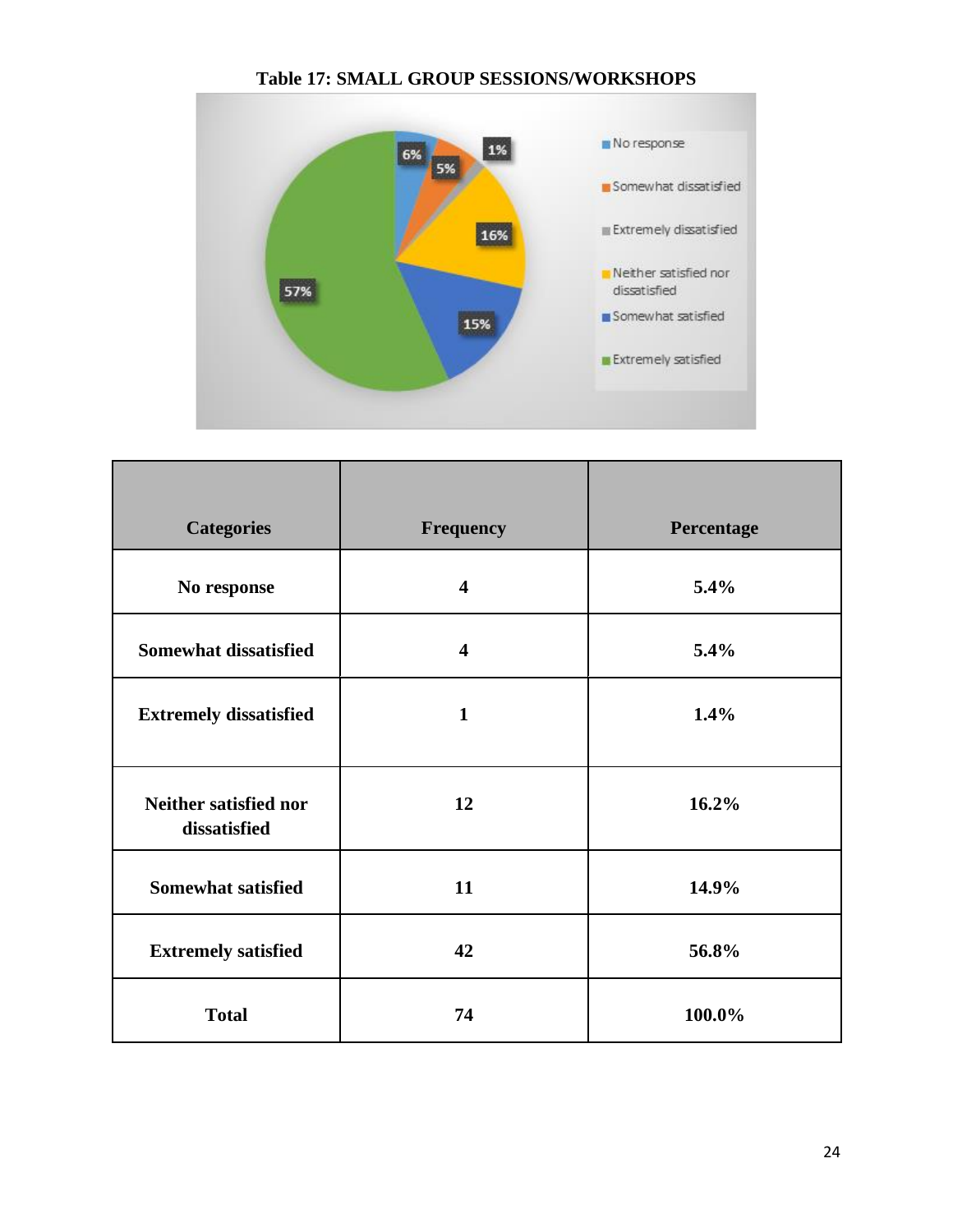**Table 17: SMALL GROUP SESSIONS/WORKSHOPS**

| Categories | Frequency | Percentage |
|---|---|---|
| No response | 4 | 5.4% |
| Somewhat dissatisfied | 4 | 5.4% |
| Extremely dissatisfied | 1 | 1.4% |
| Neither satisfied nor dissatisfied | 12 | 16.2% |
| Somewhat satisfied | 11 | 14.9% |
| Extremely satisfied | 42 | 56.8% |
| Total | 74 | 100.0% |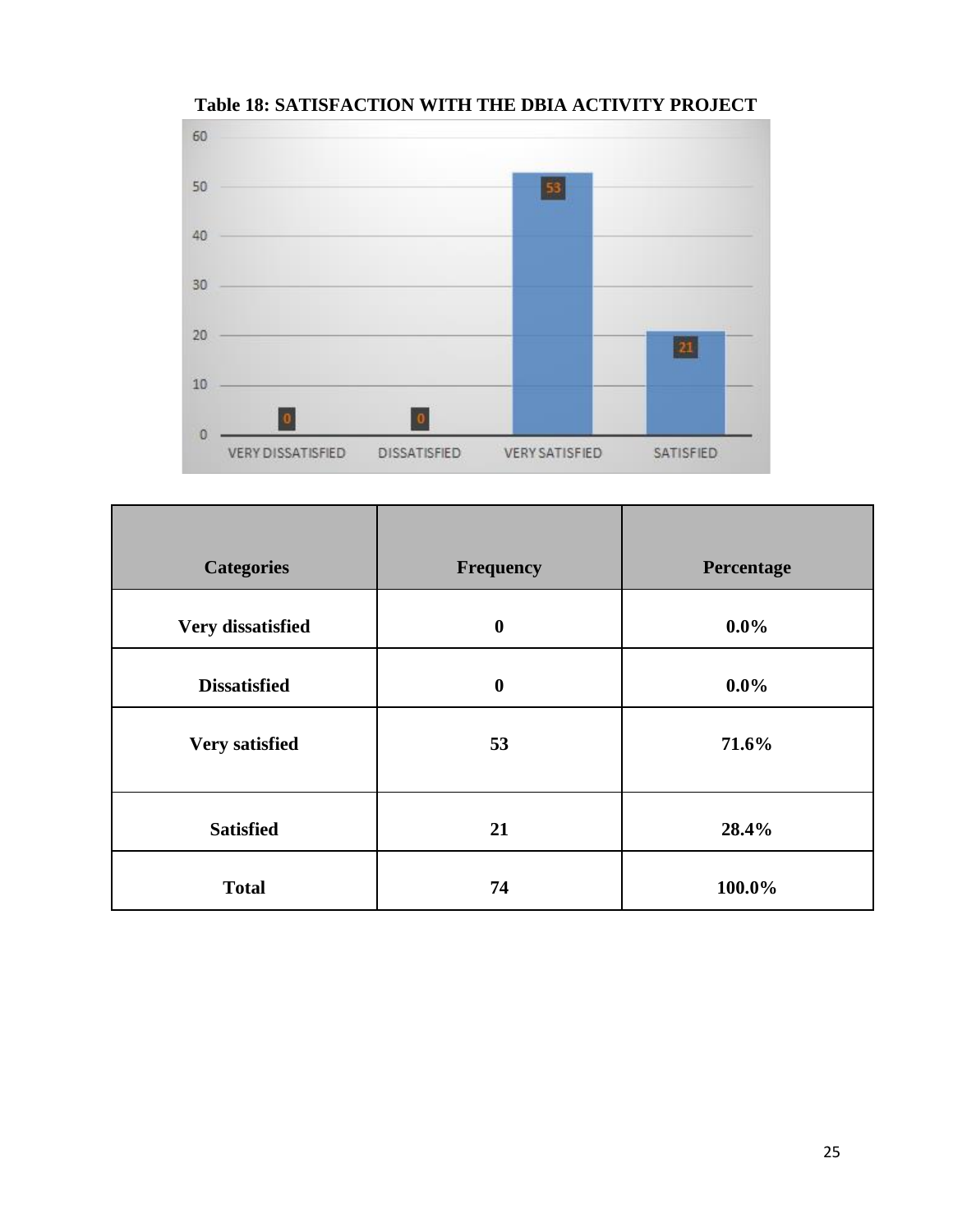**Table 18: SATISFACTION WITH THE DBIA ACTIVITY PROJECT**

| Categories | Frequency | Percentage |
|---|---|---|
| Very dissatisfied | 0 | 0.0% |
| Dissatisfied | 0 | 0.0% |
| Very satisfied | 53 | 71.6% |
| Satisfied | 21 | 28.4% |
| Total | 74 | 100.0% |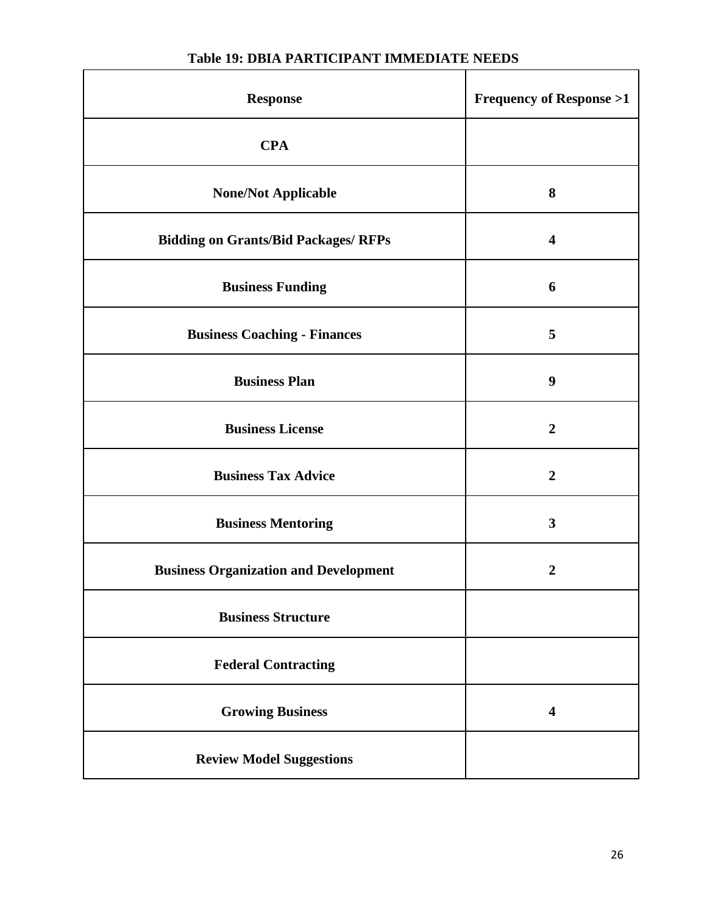**Table 19: DBIA PARTICIPANT IMMEDIATE NEEDS**

| Response | Frequency of Response >1 |
|---|---|
| CPA | |
| None/Not Applicable | 8 |
| Bidding on Grants/Bid Packages/ RFPs | 4 |
| Business Funding | 6 |
| Business Coaching - Finances | 5 |
| Business Plan | 9 |
| Business License | 2 |
| Business Tax Advice | 2 |
| Business Mentoring | 3 |
| Business Organization and Development | 2 |
| Business Structure | |
| Federal Contracting | |
| Growing Business | 4 |
| Review Model Suggestions | |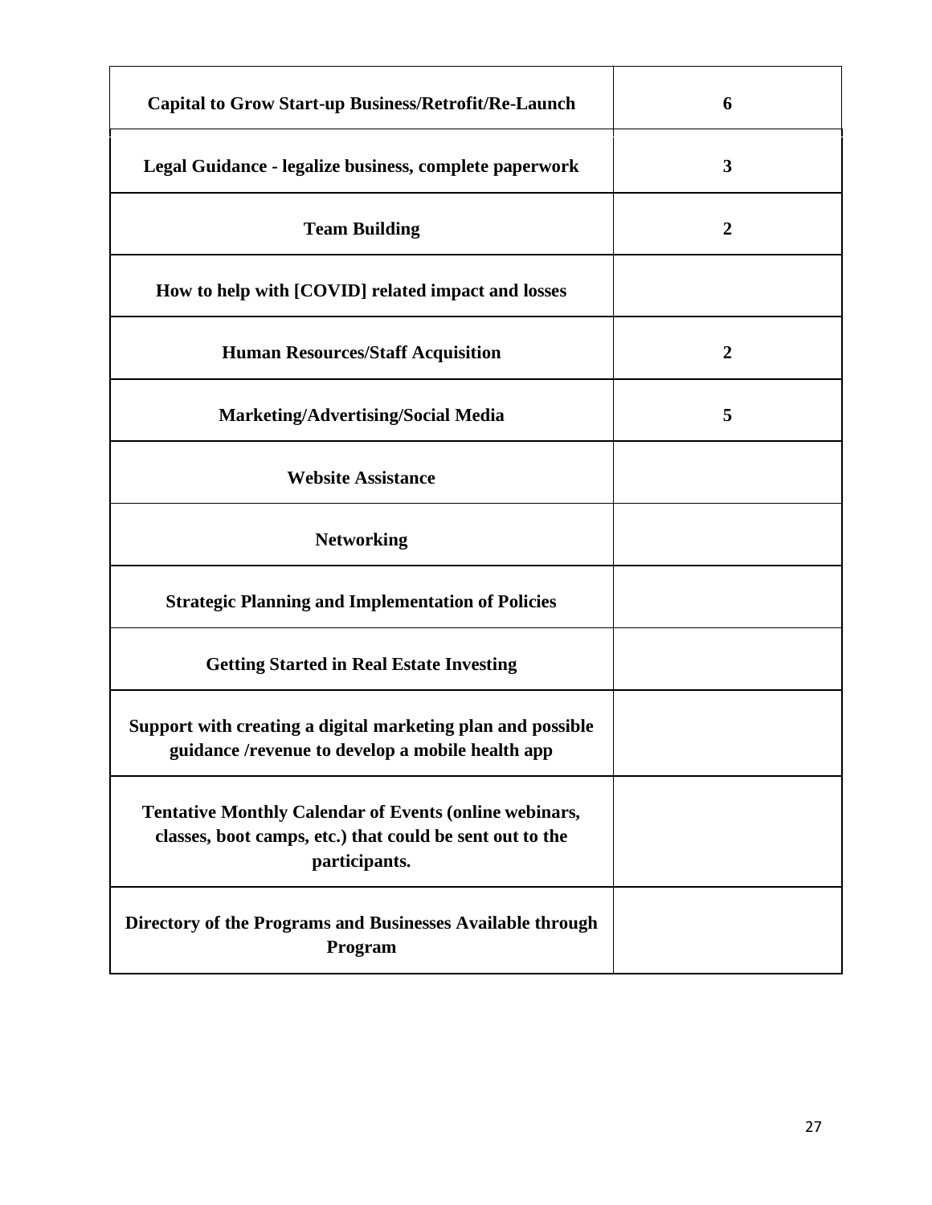| | |
|---|---|
| **Capital to Grow Start-up Business/Retrofit/Re-Launch** | **6** |
| **Legal Guidance - legalize business, complete paperwork** | **3** |
| **Team Building** | **2** |
| **How to help with [COVID] related impact and losses** | |
| **Human Resources/Staff Acquisition** | **2** |
| **Marketing/Advertising/Social Media** | **5** |
| **Website Assistance** | |
| **Networking** | |
| **Strategic Planning and Implementation of Policies** | |
| **Getting Started in Real Estate Investing** | |
| **Support with creating a digital marketing plan and possible guidance /revenue to develop a mobile health app** | |
| **Tentative Monthly Calendar of Events (online webinars, classes, boot camps, etc.) that could be sent out to the participants.** | |
| **Directory of the Programs and Businesses Available through Program** | |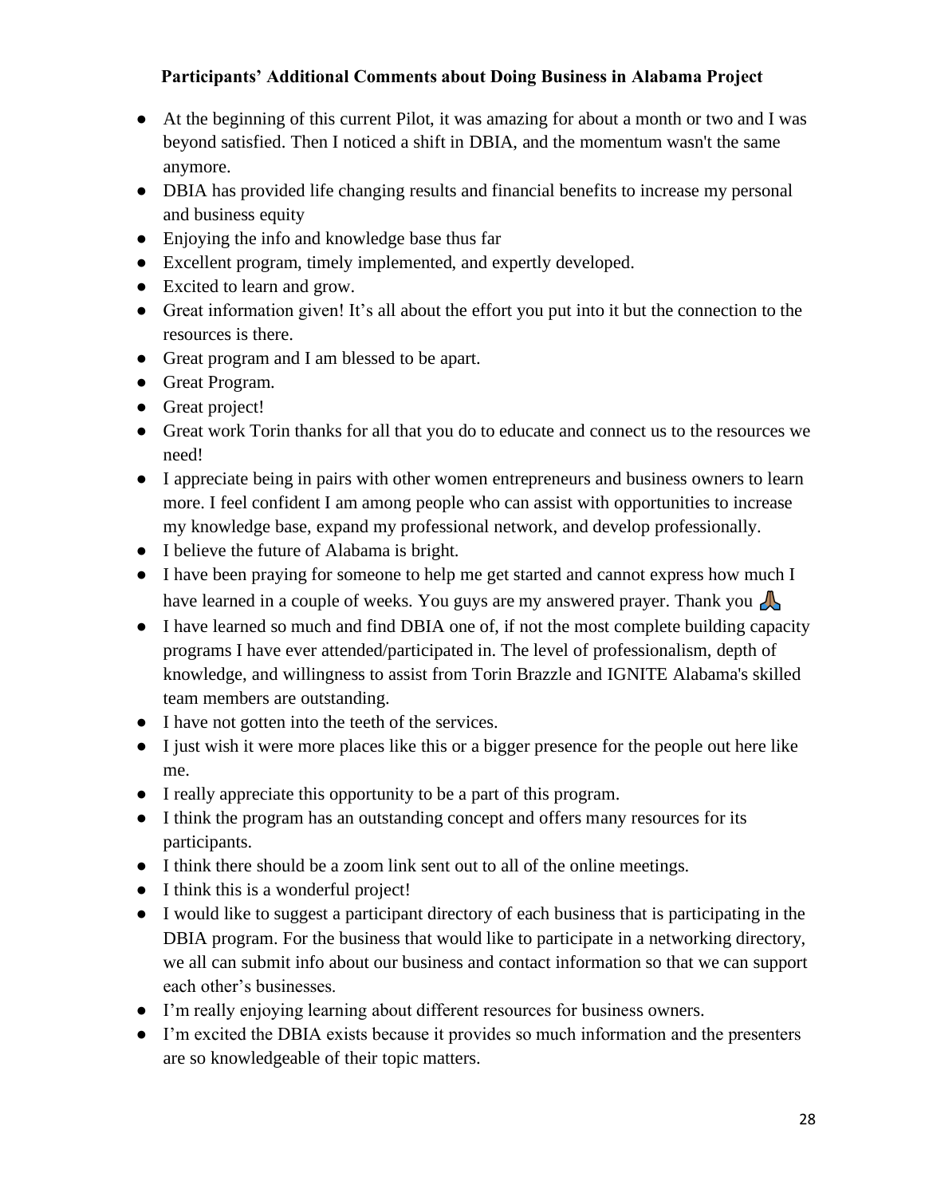## Participants' Additional Comments about Doing Business in Alabama Project

- At the beginning of this current Pilot, it was amazing for about a month or two and I was beyond satisfied. Then I noticed a shift in DBIA, and the momentum wasn't the same anymore.
- DBIA has provided life changing results and financial benefits to increase my personal and business equity
- Enjoying the info and knowledge base thus far
- Excellent program, timely implemented, and expertly developed.
- Excited to learn and grow.
- Great information given! It's all about the effort you put into it but the connection to the resources is there.
- Great program and I am blessed to be apart.
- Great Program.
- Great project!
- Great work Torin thanks for all that you do to educate and connect us to the resources we need!
- I appreciate being in pairs with other women entrepreneurs and business owners to learn more. I feel confident I am among people who can assist with opportunities to increase my knowledge base, expand my professional network, and develop professionally.
- I believe the future of Alabama is bright.
- I have been praying for someone to help me get started and cannot express how much I have learned in a couple of weeks. You guys are my answered prayer. Thank you 🙏
- I have learned so much and find DBIA one of, if not the most complete building capacity programs I have ever attended/participated in. The level of professionalism, depth of knowledge, and willingness to assist from Torin Brazzle and IGNITE Alabama's skilled team members are outstanding.
- I have not gotten into the teeth of the services.
- I just wish it were more places like this or a bigger presence for the people out here like me.
- I really appreciate this opportunity to be a part of this program.
- I think the program has an outstanding concept and offers many resources for its participants.
- I think there should be a zoom link sent out to all of the online meetings.
- I think this is a wonderful project!
- I would like to suggest a participant directory of each business that is participating in the DBIA program. For the business that would like to participate in a networking directory, we all can submit info about our business and contact information so that we can support each other's businesses.
- I'm really enjoying learning about different resources for business owners.
- I'm excited the DBIA exists because it provides so much information and the presenters are so knowledgeable of their topic matters.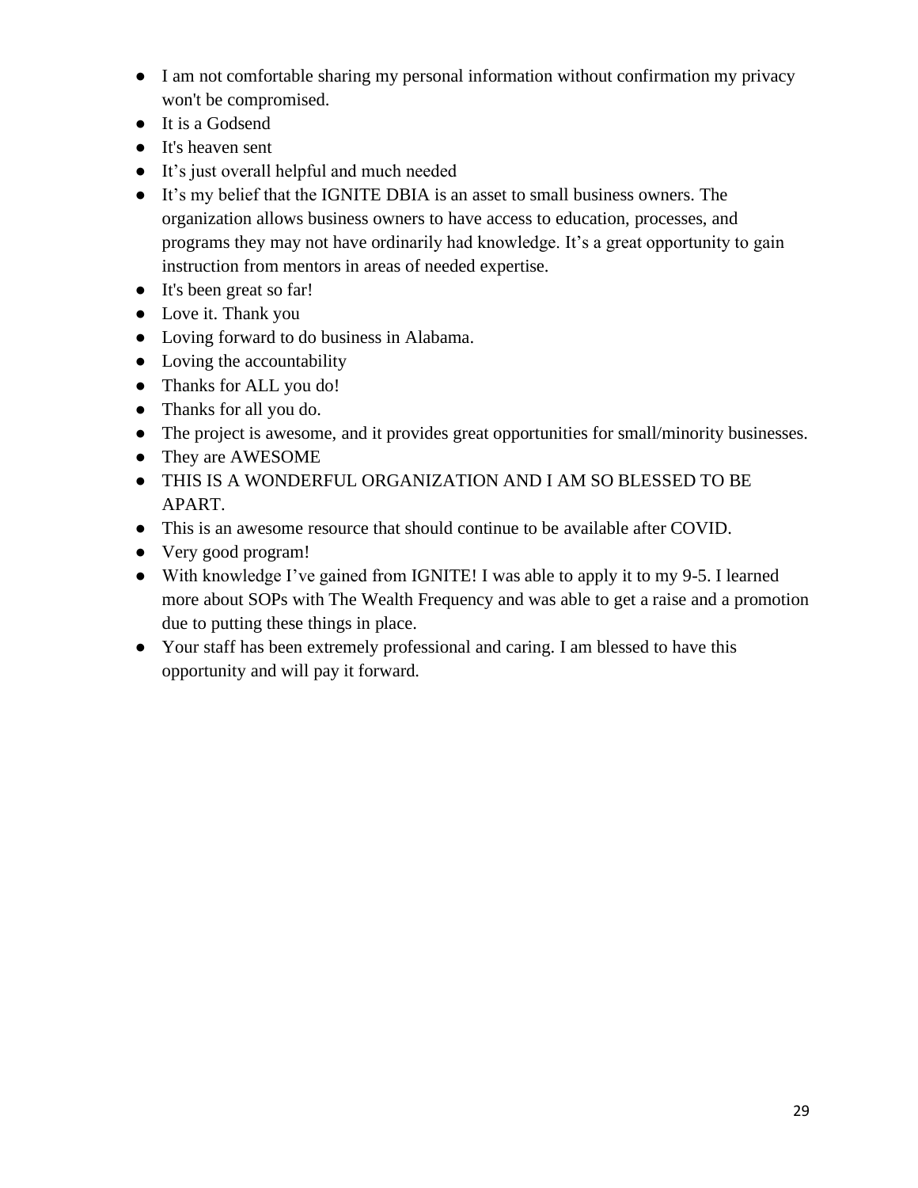- I am not comfortable sharing my personal information without confirmation my privacy won't be compromised.
- It is a Godsend
- It's heaven sent
- It's just overall helpful and much needed
- It's my belief that the IGNITE DBIA is an asset to small business owners. The organization allows business owners to have access to education, processes, and programs they may not have ordinarily had knowledge. It's a great opportunity to gain instruction from mentors in areas of needed expertise.
- It's been great so far!
- Love it. Thank you
- Loving forward to do business in Alabama.
- Loving the accountability
- Thanks for ALL you do!
- Thanks for all you do.
- The project is awesome, and it provides great opportunities for small/minority businesses.
- They are AWESOME
- THIS IS A WONDERFUL ORGANIZATION AND I AM SO BLESSED TO BE APART.
- This is an awesome resource that should continue to be available after COVID.
- Very good program!
- With knowledge I've gained from IGNITE! I was able to apply it to my 9-5. I learned more about SOPs with The Wealth Frequency and was able to get a raise and a promotion due to putting these things in place.
- Your staff has been extremely professional and caring. I am blessed to have this opportunity and will pay it forward.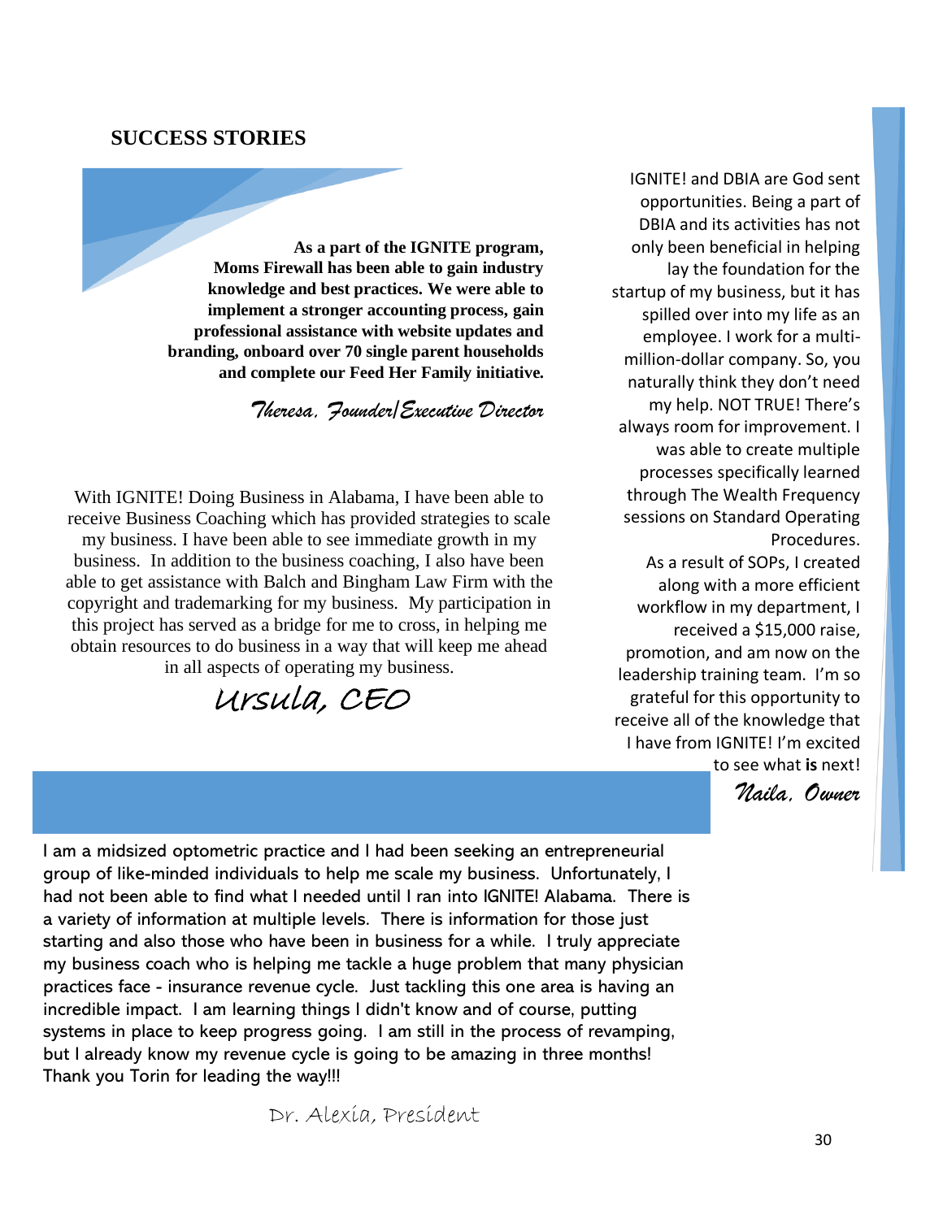## SUCCESS STORIES

**As a part of the IGNITE program, Moms Firewall has been able to gain industry knowledge and best practices. We were able to implement a stronger accounting process, gain professional assistance with website updates and branding, onboard over 70 single parent households and complete our Feed Her Family initiative.**

*Theresa, Founder/Executive Director*

With IGNITE! Doing Business in Alabama, I have been able to receive Business Coaching which has provided strategies to scale my business. I have been able to see immediate growth in my business. In addition to the business coaching, I also have been able to get assistance with Balch and Bingham Law Firm with the copyright and trademarking for my business. My participation in this project has served as a bridge for me to cross, in helping me obtain resources to do business in a way that will keep me ahead in all aspects of operating my business.

*Ursula, CEO*

IGNITE! and DBIA are God sent opportunities. Being a part of DBIA and its activities has not only been beneficial in helping lay the foundation for the startup of my business, but it has spilled over into my life as an employee. I work for a multi-million-dollar company. So, you naturally think they don't need my help. NOT TRUE! There's always room for improvement. I was able to create multiple processes specifically learned through The Wealth Frequency sessions on Standard Operating Procedures. As a result of SOPs, I created along with a more efficient workflow in my department, I received a $15,000 raise, promotion, and am now on the leadership training team. I'm so grateful for this opportunity to receive all of the knowledge that I have from IGNITE! I'm excited to see what **is** next!

*Naila, Owner*

I am a midsized optometric practice and I had been seeking an entrepreneurial group of like-minded individuals to help me scale my business. Unfortunately, I had not been able to find what I needed until I ran into IGNITE! Alabama. There is a variety of information at multiple levels. There is information for those just starting and also those who have been in business for a while. I truly appreciate my business coach who is helping me tackle a huge problem that many physician practices face - insurance revenue cycle. Just tackling this one area is having an incredible impact. I am learning things I didn't know and of course, putting systems in place to keep progress going. I am still in the process of revamping, but I already know my revenue cycle is going to be amazing in three months! Thank you Torin for leading the way!!!

*Dr. Alexia, President*